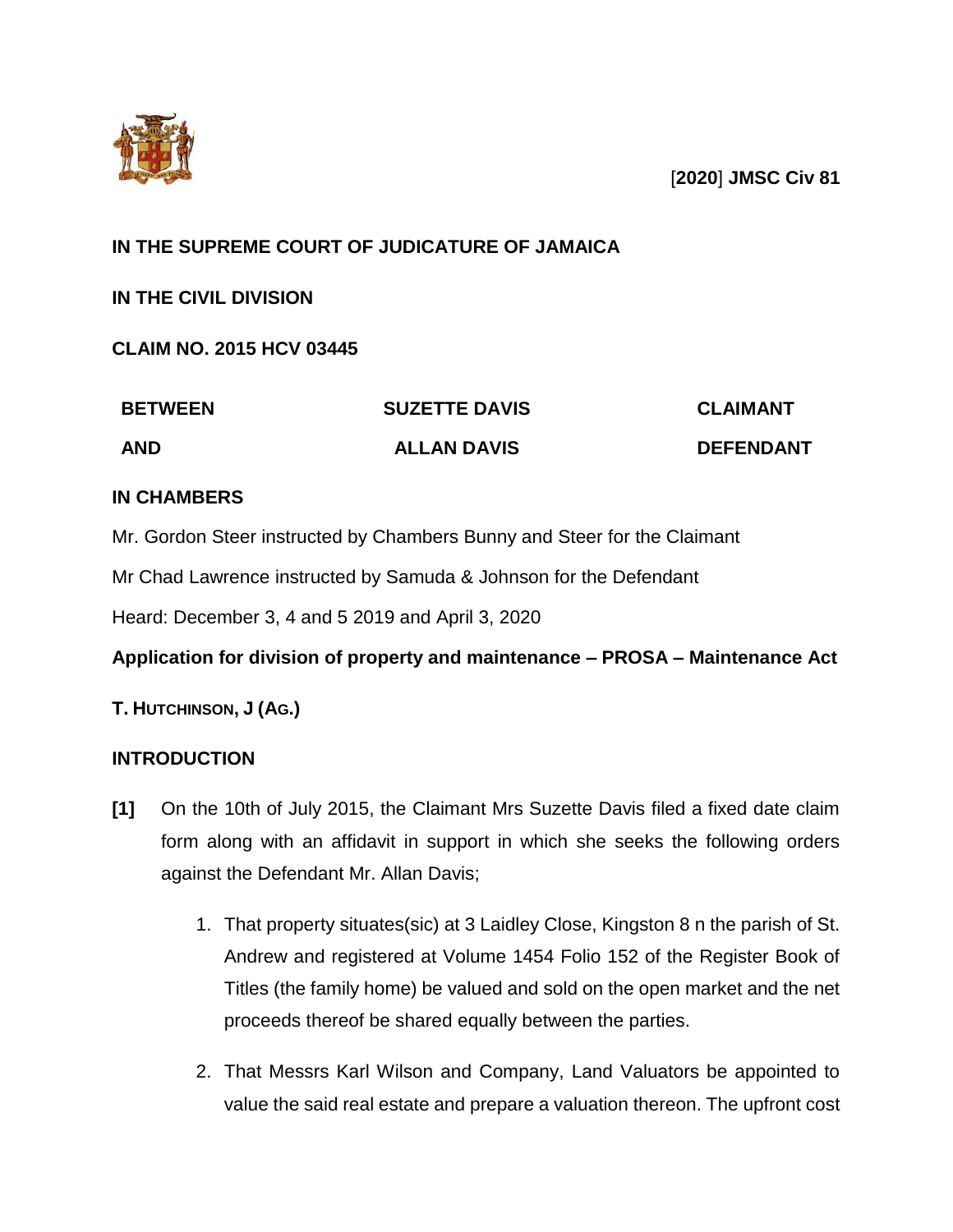[**2020**] **JMSC Civ 81**

**IN THE SUPREME COURT OF JUDICATURE OF JAMAICA**

**IN THE CIVIL DIVISION**

**CLAIM NO. 2015 HCV 03445**

| **BETWEEN** | **SUZETTE DAVIS** | **CLAIMANT** |
|---|---|---|
| **AND** | **ALLAN DAVIS** | **DEFENDANT** |

**IN CHAMBERS**

Mr. Gordon Steer instructed by Chambers Bunny and Steer for the Claimant

Mr Chad Lawrence instructed by Samuda & Johnson for the Defendant

Heard: December 3, 4 and 5 2019 and April 3, 2020

**Application for division of property and maintenance – PROSA – Maintenance Act**

**T. HUTCHINSON, J (AG.)**

**INTRODUCTION**

**[1]** On the 10th of July 2015, the Claimant Mrs Suzette Davis filed a fixed date claim form along with an affidavit in support in which she seeks the following orders against the Defendant Mr. Allan Davis;

1. That property situates(sic) at 3 Laidley Close, Kingston 8 n the parish of St. Andrew and registered at Volume 1454 Folio 152 of the Register Book of Titles (the family home) be valued and sold on the open market and the net proceeds thereof be shared equally between the parties.

2. That Messrs Karl Wilson and Company, Land Valuators be appointed to value the said real estate and prepare a valuation thereon. The upfront cost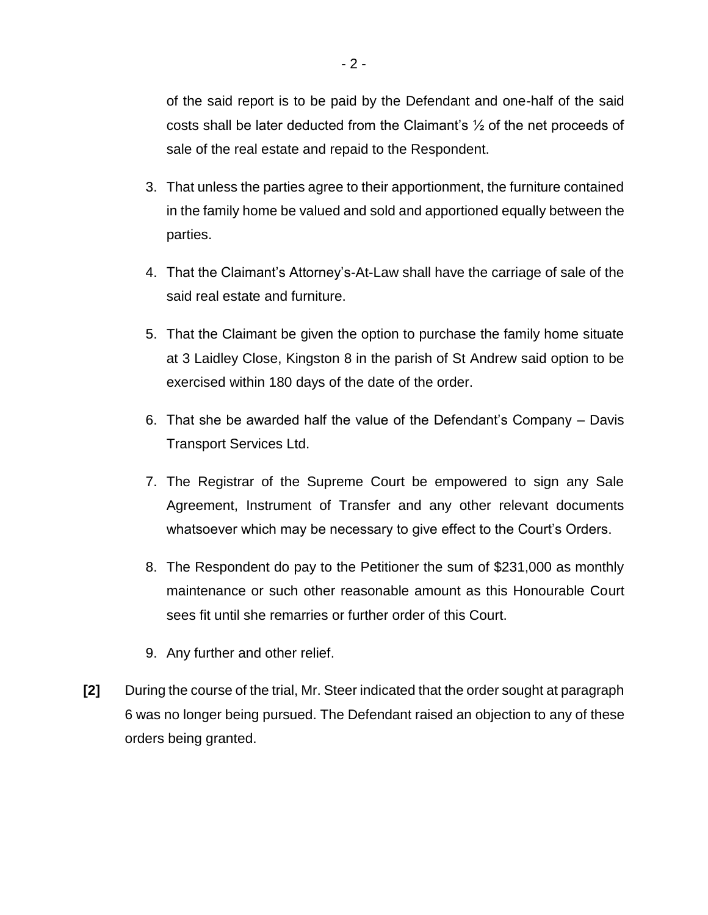of the said report is to be paid by the Defendant and one-half of the said costs shall be later deducted from the Claimant's ½ of the net proceeds of sale of the real estate and repaid to the Respondent.

3. That unless the parties agree to their apportionment, the furniture contained in the family home be valued and sold and apportioned equally between the parties.

4. That the Claimant's Attorney's-At-Law shall have the carriage of sale of the said real estate and furniture.

5. That the Claimant be given the option to purchase the family home situate at 3 Laidley Close, Kingston 8 in the parish of St Andrew said option to be exercised within 180 days of the date of the order.

6. That she be awarded half the value of the Defendant's Company – Davis Transport Services Ltd.

7. The Registrar of the Supreme Court be empowered to sign any Sale Agreement, Instrument of Transfer and any other relevant documents whatsoever which may be necessary to give effect to the Court's Orders.

8. The Respondent do pay to the Petitioner the sum of $231,000 as monthly maintenance or such other reasonable amount as this Honourable Court sees fit until she remarries or further order of this Court.

9. Any further and other relief.

**[2]** During the course of the trial, Mr. Steer indicated that the order sought at paragraph 6 was no longer being pursued. The Defendant raised an objection to any of these orders being granted.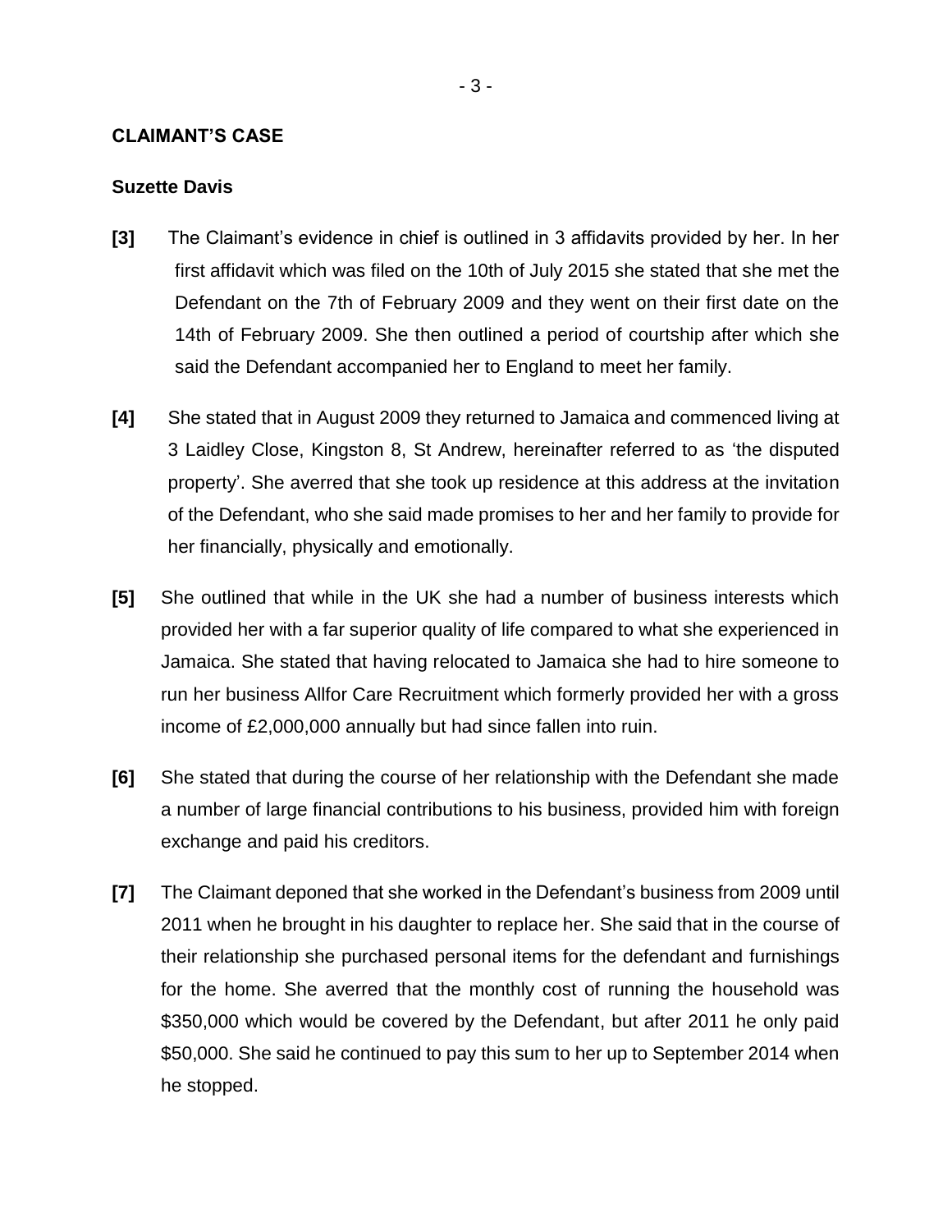## CLAIMANT'S CASE

### Suzette Davis

**[3]** The Claimant's evidence in chief is outlined in 3 affidavits provided by her. In her first affidavit which was filed on the 10th of July 2015 she stated that she met the Defendant on the 7th of February 2009 and they went on their first date on the 14th of February 2009. She then outlined a period of courtship after which she said the Defendant accompanied her to England to meet her family.

**[4]** She stated that in August 2009 they returned to Jamaica and commenced living at 3 Laidley Close, Kingston 8, St Andrew, hereinafter referred to as 'the disputed property'. She averred that she took up residence at this address at the invitation of the Defendant, who she said made promises to her and her family to provide for her financially, physically and emotionally.

**[5]** She outlined that while in the UK she had a number of business interests which provided her with a far superior quality of life compared to what she experienced in Jamaica. She stated that having relocated to Jamaica she had to hire someone to run her business Allfor Care Recruitment which formerly provided her with a gross income of £2,000,000 annually but had since fallen into ruin.

**[6]** She stated that during the course of her relationship with the Defendant she made a number of large financial contributions to his business, provided him with foreign exchange and paid his creditors.

**[7]** The Claimant deponed that she worked in the Defendant's business from 2009 until 2011 when he brought in his daughter to replace her. She said that in the course of their relationship she purchased personal items for the defendant and furnishings for the home. She averred that the monthly cost of running the household was $350,000 which would be covered by the Defendant, but after 2011 he only paid $50,000. She said he continued to pay this sum to her up to September 2014 when he stopped.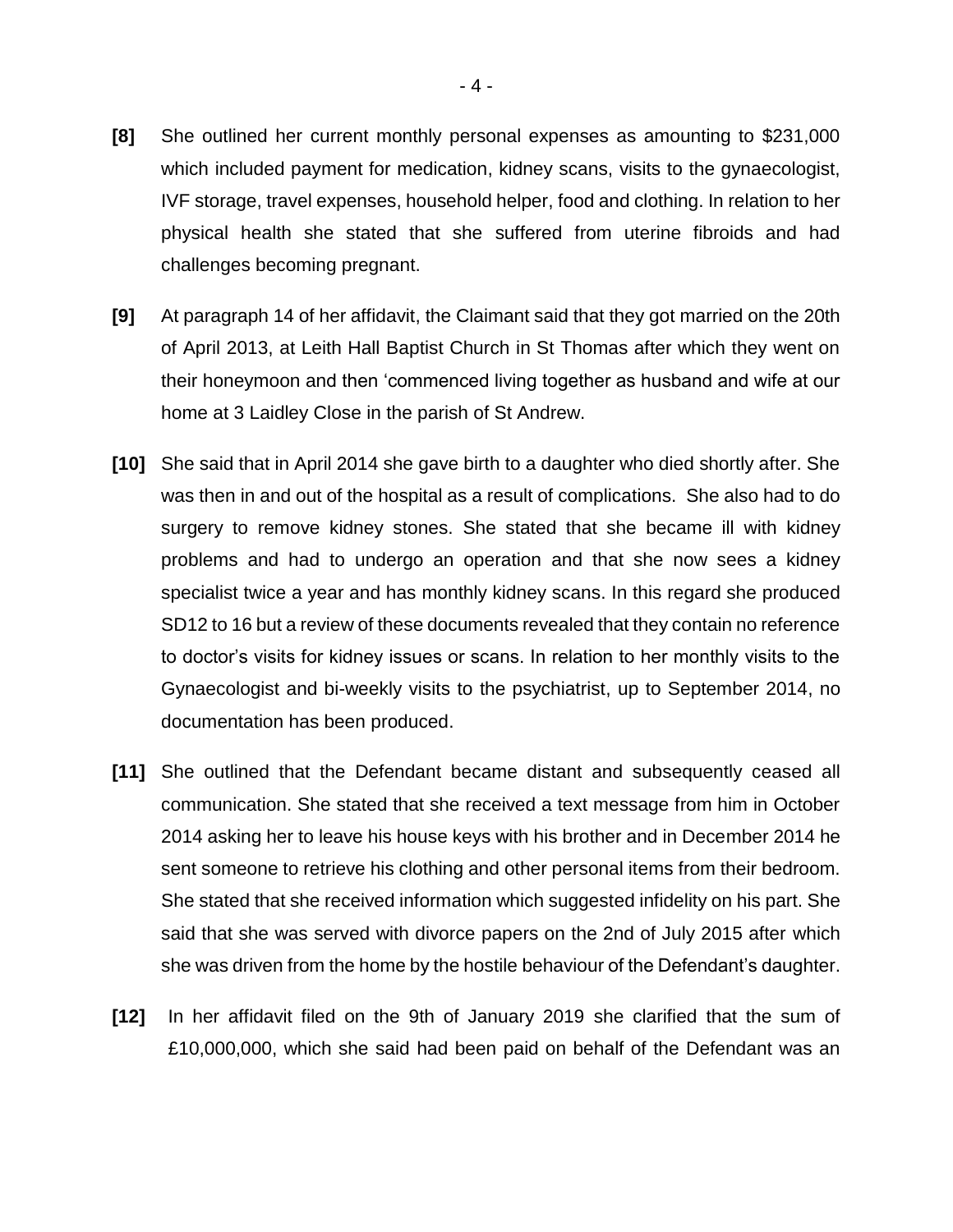**[8]** She outlined her current monthly personal expenses as amounting to $231,000 which included payment for medication, kidney scans, visits to the gynaecologist, IVF storage, travel expenses, household helper, food and clothing. In relation to her physical health she stated that she suffered from uterine fibroids and had challenges becoming pregnant.

**[9]** At paragraph 14 of her affidavit, the Claimant said that they got married on the 20th of April 2013, at Leith Hall Baptist Church in St Thomas after which they went on their honeymoon and then 'commenced living together as husband and wife at our home at 3 Laidley Close in the parish of St Andrew.

**[10]** She said that in April 2014 she gave birth to a daughter who died shortly after. She was then in and out of the hospital as a result of complications. She also had to do surgery to remove kidney stones. She stated that she became ill with kidney problems and had to undergo an operation and that she now sees a kidney specialist twice a year and has monthly kidney scans. In this regard she produced SD12 to 16 but a review of these documents revealed that they contain no reference to doctor's visits for kidney issues or scans. In relation to her monthly visits to the Gynaecologist and bi-weekly visits to the psychiatrist, up to September 2014, no documentation has been produced.

**[11]** She outlined that the Defendant became distant and subsequently ceased all communication. She stated that she received a text message from him in October 2014 asking her to leave his house keys with his brother and in December 2014 he sent someone to retrieve his clothing and other personal items from their bedroom. She stated that she received information which suggested infidelity on his part. She said that she was served with divorce papers on the 2nd of July 2015 after which she was driven from the home by the hostile behaviour of the Defendant's daughter.

**[12]** In her affidavit filed on the 9th of January 2019 she clarified that the sum of £10,000,000, which she said had been paid on behalf of the Defendant was an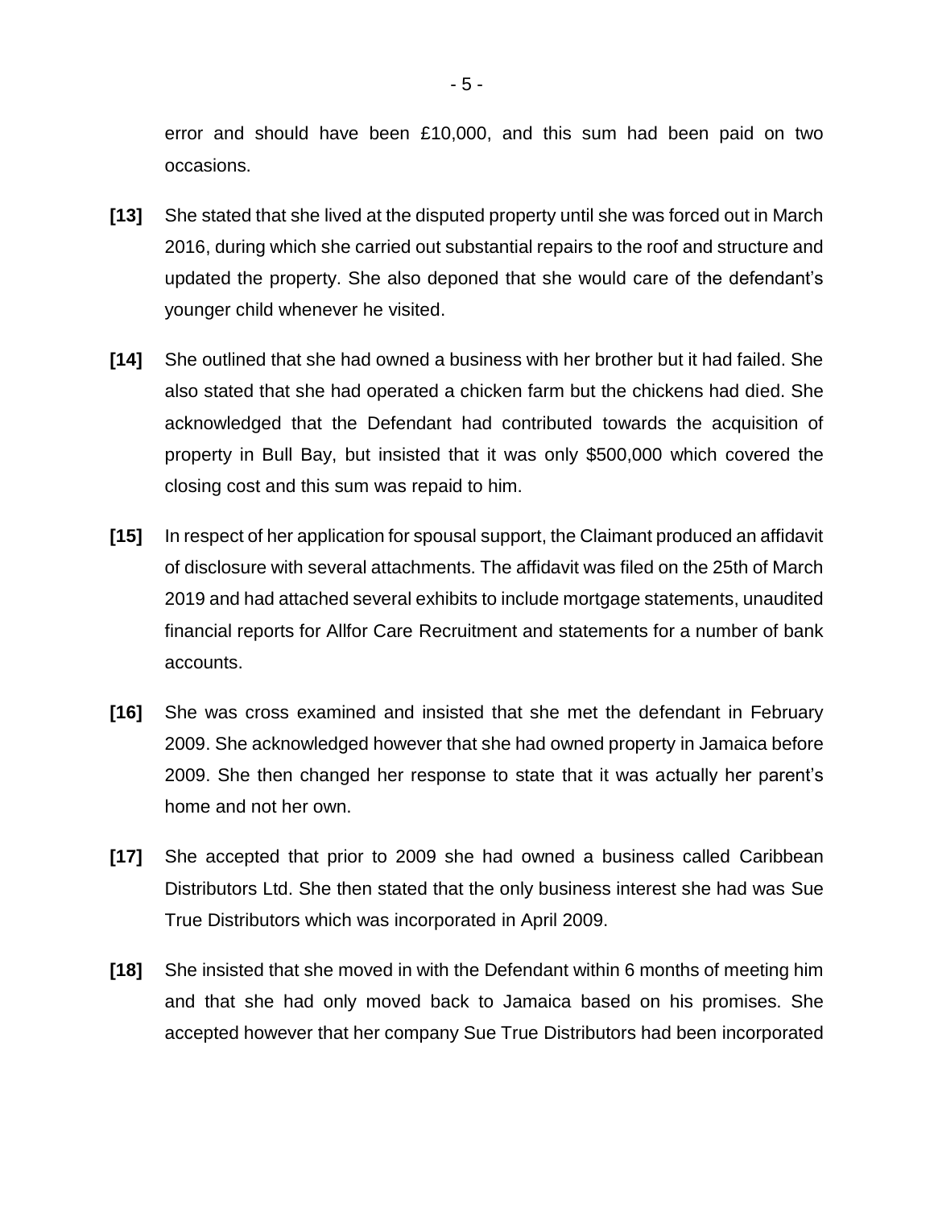error and should have been £10,000, and this sum had been paid on two occasions.

**[13]** She stated that she lived at the disputed property until she was forced out in March 2016, during which she carried out substantial repairs to the roof and structure and updated the property. She also deponed that she would care of the defendant's younger child whenever he visited.

**[14]** She outlined that she had owned a business with her brother but it had failed. She also stated that she had operated a chicken farm but the chickens had died. She acknowledged that the Defendant had contributed towards the acquisition of property in Bull Bay, but insisted that it was only $500,000 which covered the closing cost and this sum was repaid to him.

**[15]** In respect of her application for spousal support, the Claimant produced an affidavit of disclosure with several attachments. The affidavit was filed on the 25th of March 2019 and had attached several exhibits to include mortgage statements, unaudited financial reports for Allfor Care Recruitment and statements for a number of bank accounts.

**[16]** She was cross examined and insisted that she met the defendant in February 2009. She acknowledged however that she had owned property in Jamaica before 2009. She then changed her response to state that it was actually her parent's home and not her own.

**[17]** She accepted that prior to 2009 she had owned a business called Caribbean Distributors Ltd. She then stated that the only business interest she had was Sue True Distributors which was incorporated in April 2009.

**[18]** She insisted that she moved in with the Defendant within 6 months of meeting him and that she had only moved back to Jamaica based on his promises. She accepted however that her company Sue True Distributors had been incorporated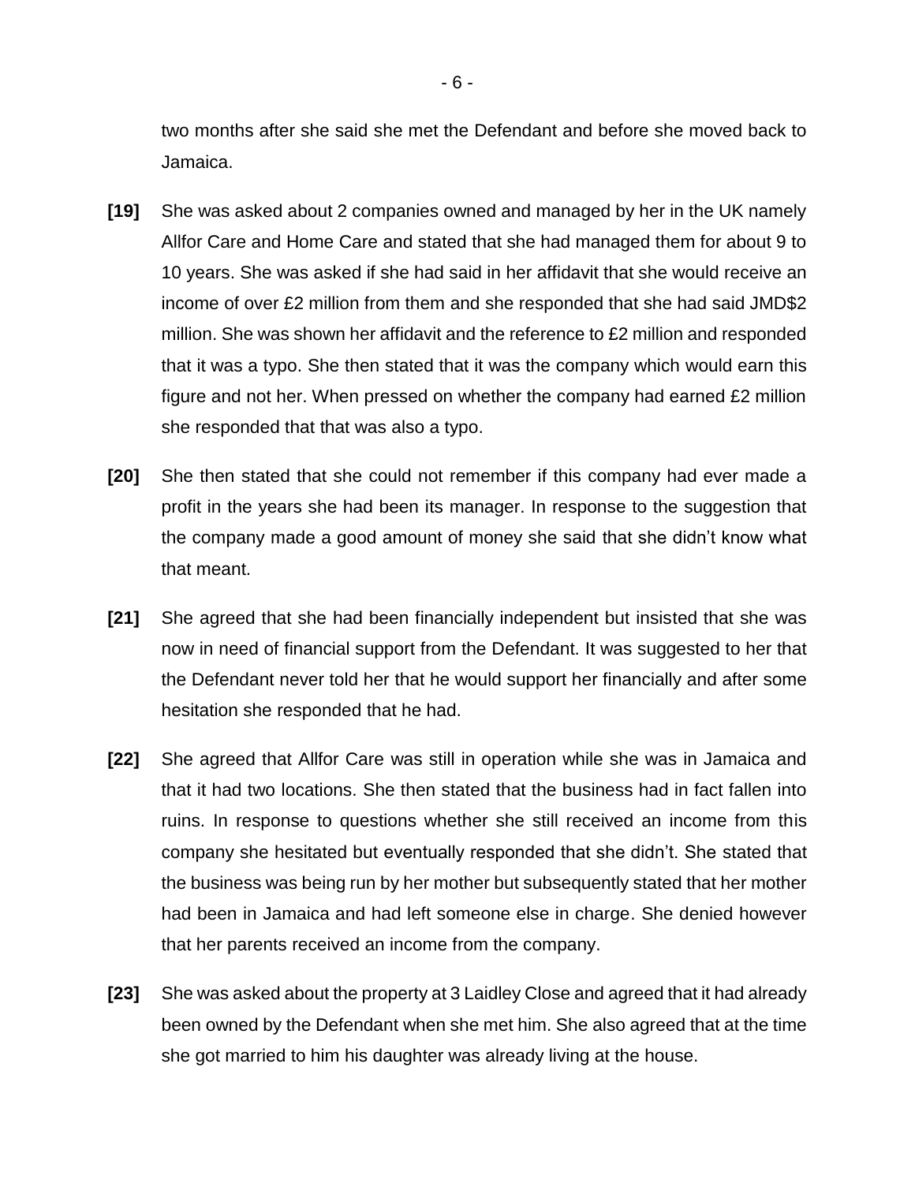two months after she said she met the Defendant and before she moved back to Jamaica.

**[19]** She was asked about 2 companies owned and managed by her in the UK namely Allfor Care and Home Care and stated that she had managed them for about 9 to 10 years. She was asked if she had said in her affidavit that she would receive an income of over £2 million from them and she responded that she had said JMD$2 million. She was shown her affidavit and the reference to £2 million and responded that it was a typo. She then stated that it was the company which would earn this figure and not her. When pressed on whether the company had earned £2 million she responded that that was also a typo.

**[20]** She then stated that she could not remember if this company had ever made a profit in the years she had been its manager. In response to the suggestion that the company made a good amount of money she said that she didn't know what that meant.

**[21]** She agreed that she had been financially independent but insisted that she was now in need of financial support from the Defendant. It was suggested to her that the Defendant never told her that he would support her financially and after some hesitation she responded that he had.

**[22]** She agreed that Allfor Care was still in operation while she was in Jamaica and that it had two locations. She then stated that the business had in fact fallen into ruins. In response to questions whether she still received an income from this company she hesitated but eventually responded that she didn't. She stated that the business was being run by her mother but subsequently stated that her mother had been in Jamaica and had left someone else in charge. She denied however that her parents received an income from the company.

**[23]** She was asked about the property at 3 Laidley Close and agreed that it had already been owned by the Defendant when she met him. She also agreed that at the time she got married to him his daughter was already living at the house.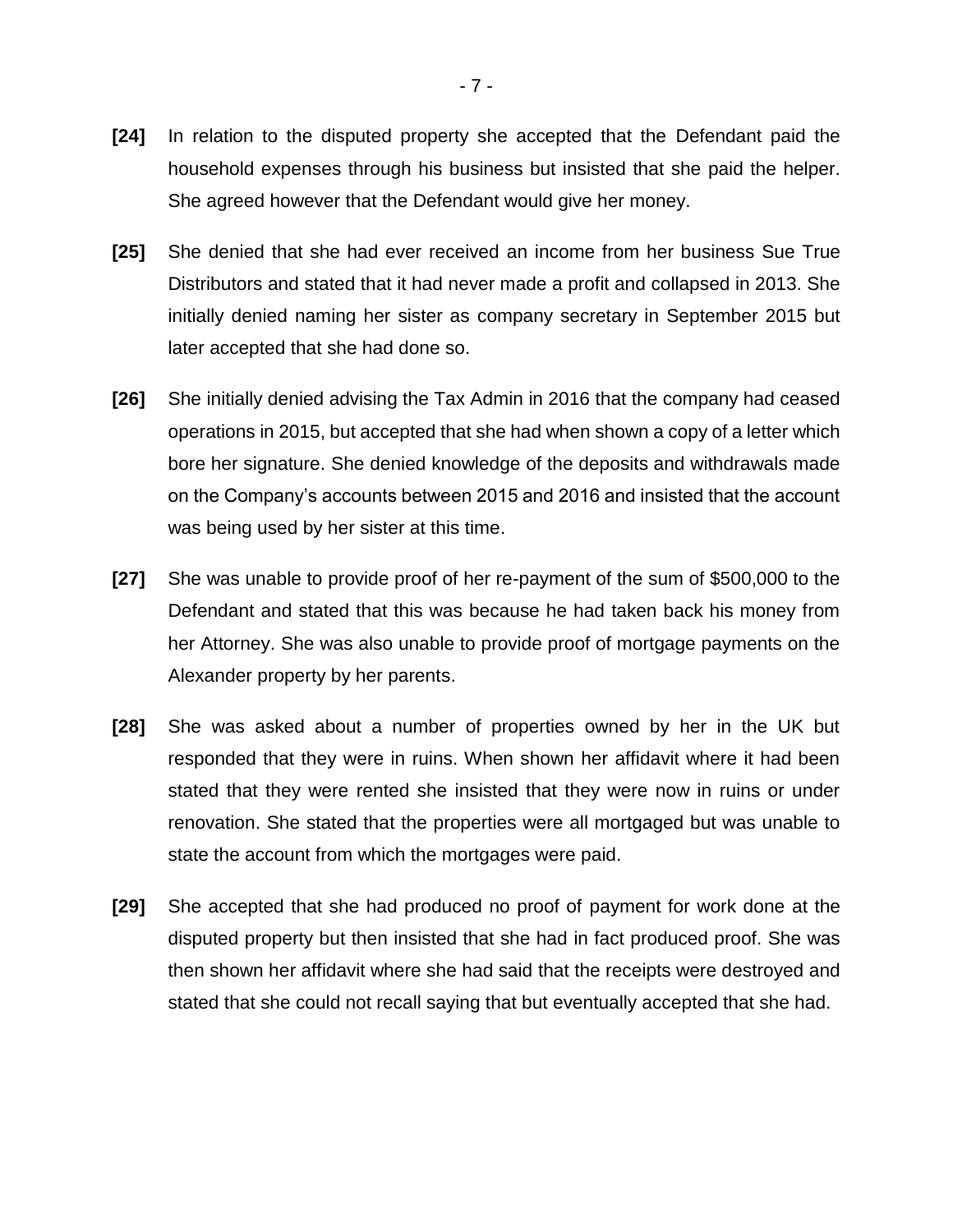**[24]** In relation to the disputed property she accepted that the Defendant paid the household expenses through his business but insisted that she paid the helper. She agreed however that the Defendant would give her money.

**[25]** She denied that she had ever received an income from her business Sue True Distributors and stated that it had never made a profit and collapsed in 2013. She initially denied naming her sister as company secretary in September 2015 but later accepted that she had done so.

**[26]** She initially denied advising the Tax Admin in 2016 that the company had ceased operations in 2015, but accepted that she had when shown a copy of a letter which bore her signature. She denied knowledge of the deposits and withdrawals made on the Company's accounts between 2015 and 2016 and insisted that the account was being used by her sister at this time.

**[27]** She was unable to provide proof of her re-payment of the sum of $500,000 to the Defendant and stated that this was because he had taken back his money from her Attorney. She was also unable to provide proof of mortgage payments on the Alexander property by her parents.

**[28]** She was asked about a number of properties owned by her in the UK but responded that they were in ruins. When shown her affidavit where it had been stated that they were rented she insisted that they were now in ruins or under renovation. She stated that the properties were all mortgaged but was unable to state the account from which the mortgages were paid.

**[29]** She accepted that she had produced no proof of payment for work done at the disputed property but then insisted that she had in fact produced proof. She was then shown her affidavit where she had said that the receipts were destroyed and stated that she could not recall saying that but eventually accepted that she had.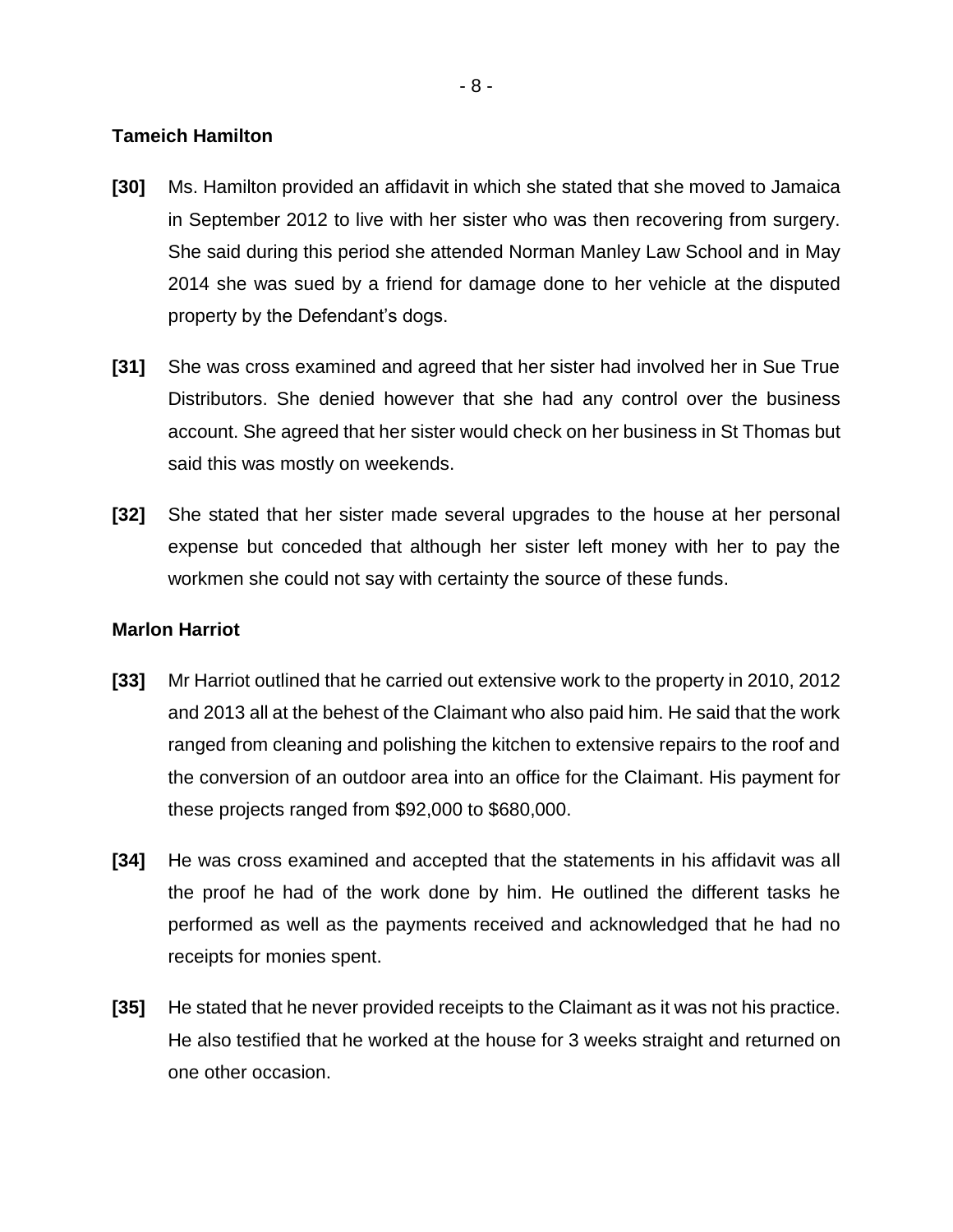**Tameich Hamilton**

**[30]** Ms. Hamilton provided an affidavit in which she stated that she moved to Jamaica in September 2012 to live with her sister who was then recovering from surgery. She said during this period she attended Norman Manley Law School and in May 2014 she was sued by a friend for damage done to her vehicle at the disputed property by the Defendant's dogs.

**[31]** She was cross examined and agreed that her sister had involved her in Sue True Distributors. She denied however that she had any control over the business account. She agreed that her sister would check on her business in St Thomas but said this was mostly on weekends.

**[32]** She stated that her sister made several upgrades to the house at her personal expense but conceded that although her sister left money with her to pay the workmen she could not say with certainty the source of these funds.

**Marlon Harriot**

**[33]** Mr Harriot outlined that he carried out extensive work to the property in 2010, 2012 and 2013 all at the behest of the Claimant who also paid him. He said that the work ranged from cleaning and polishing the kitchen to extensive repairs to the roof and the conversion of an outdoor area into an office for the Claimant. His payment for these projects ranged from $92,000 to $680,000.

**[34]** He was cross examined and accepted that the statements in his affidavit was all the proof he had of the work done by him. He outlined the different tasks he performed as well as the payments received and acknowledged that he had no receipts for monies spent.

**[35]** He stated that he never provided receipts to the Claimant as it was not his practice. He also testified that he worked at the house for 3 weeks straight and returned on one other occasion.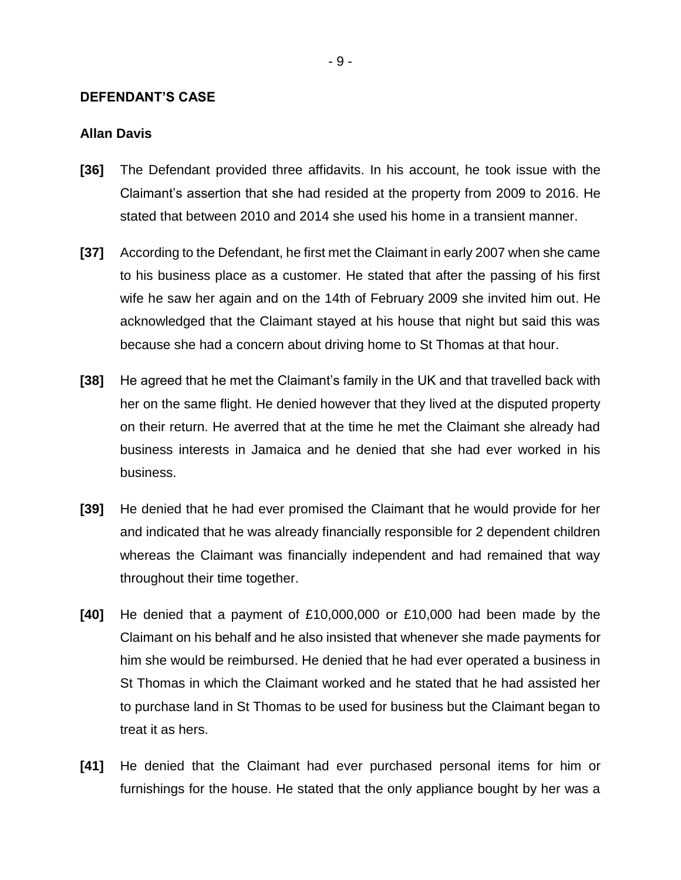## DEFENDANT'S CASE

### Allan Davis

**[36]** The Defendant provided three affidavits. In his account, he took issue with the Claimant's assertion that she had resided at the property from 2009 to 2016. He stated that between 2010 and 2014 she used his home in a transient manner.

**[37]** According to the Defendant, he first met the Claimant in early 2007 when she came to his business place as a customer. He stated that after the passing of his first wife he saw her again and on the 14th of February 2009 she invited him out. He acknowledged that the Claimant stayed at his house that night but said this was because she had a concern about driving home to St Thomas at that hour.

**[38]** He agreed that he met the Claimant's family in the UK and that travelled back with her on the same flight. He denied however that they lived at the disputed property on their return. He averred that at the time he met the Claimant she already had business interests in Jamaica and he denied that she had ever worked in his business.

**[39]** He denied that he had ever promised the Claimant that he would provide for her and indicated that he was already financially responsible for 2 dependent children whereas the Claimant was financially independent and had remained that way throughout their time together.

**[40]** He denied that a payment of £10,000,000 or £10,000 had been made by the Claimant on his behalf and he also insisted that whenever she made payments for him she would be reimbursed. He denied that he had ever operated a business in St Thomas in which the Claimant worked and he stated that he had assisted her to purchase land in St Thomas to be used for business but the Claimant began to treat it as hers.

**[41]** He denied that the Claimant had ever purchased personal items for him or furnishings for the house. He stated that the only appliance bought by her was a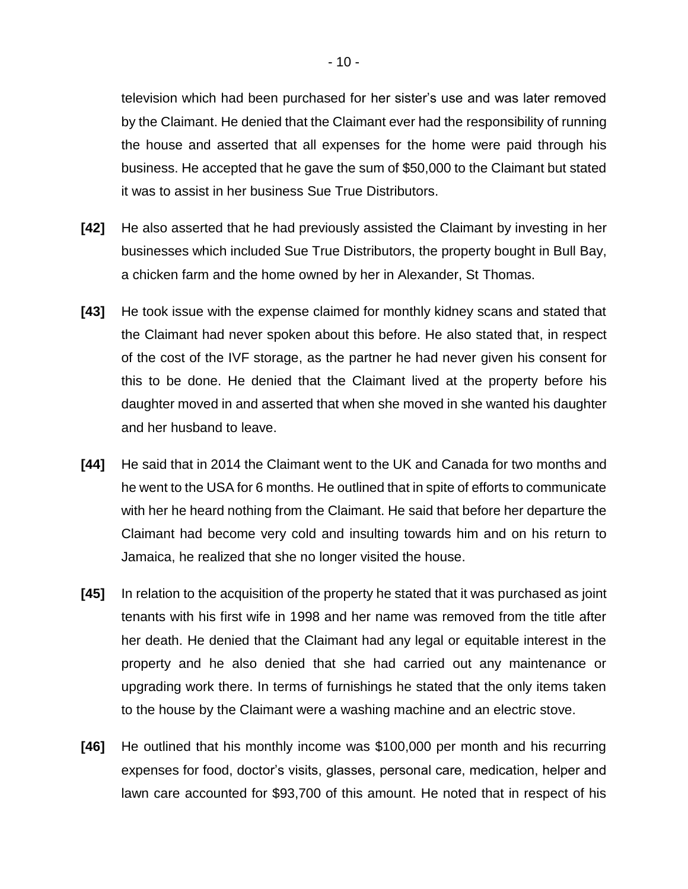television which had been purchased for her sister's use and was later removed by the Claimant. He denied that the Claimant ever had the responsibility of running the house and asserted that all expenses for the home were paid through his business. He accepted that he gave the sum of $50,000 to the Claimant but stated it was to assist in her business Sue True Distributors.

**[42]** He also asserted that he had previously assisted the Claimant by investing in her businesses which included Sue True Distributors, the property bought in Bull Bay, a chicken farm and the home owned by her in Alexander, St Thomas.

**[43]** He took issue with the expense claimed for monthly kidney scans and stated that the Claimant had never spoken about this before. He also stated that, in respect of the cost of the IVF storage, as the partner he had never given his consent for this to be done. He denied that the Claimant lived at the property before his daughter moved in and asserted that when she moved in she wanted his daughter and her husband to leave.

**[44]** He said that in 2014 the Claimant went to the UK and Canada for two months and he went to the USA for 6 months. He outlined that in spite of efforts to communicate with her he heard nothing from the Claimant. He said that before her departure the Claimant had become very cold and insulting towards him and on his return to Jamaica, he realized that she no longer visited the house.

**[45]** In relation to the acquisition of the property he stated that it was purchased as joint tenants with his first wife in 1998 and her name was removed from the title after her death. He denied that the Claimant had any legal or equitable interest in the property and he also denied that she had carried out any maintenance or upgrading work there. In terms of furnishings he stated that the only items taken to the house by the Claimant were a washing machine and an electric stove.

**[46]** He outlined that his monthly income was $100,000 per month and his recurring expenses for food, doctor's visits, glasses, personal care, medication, helper and lawn care accounted for $93,700 of this amount. He noted that in respect of his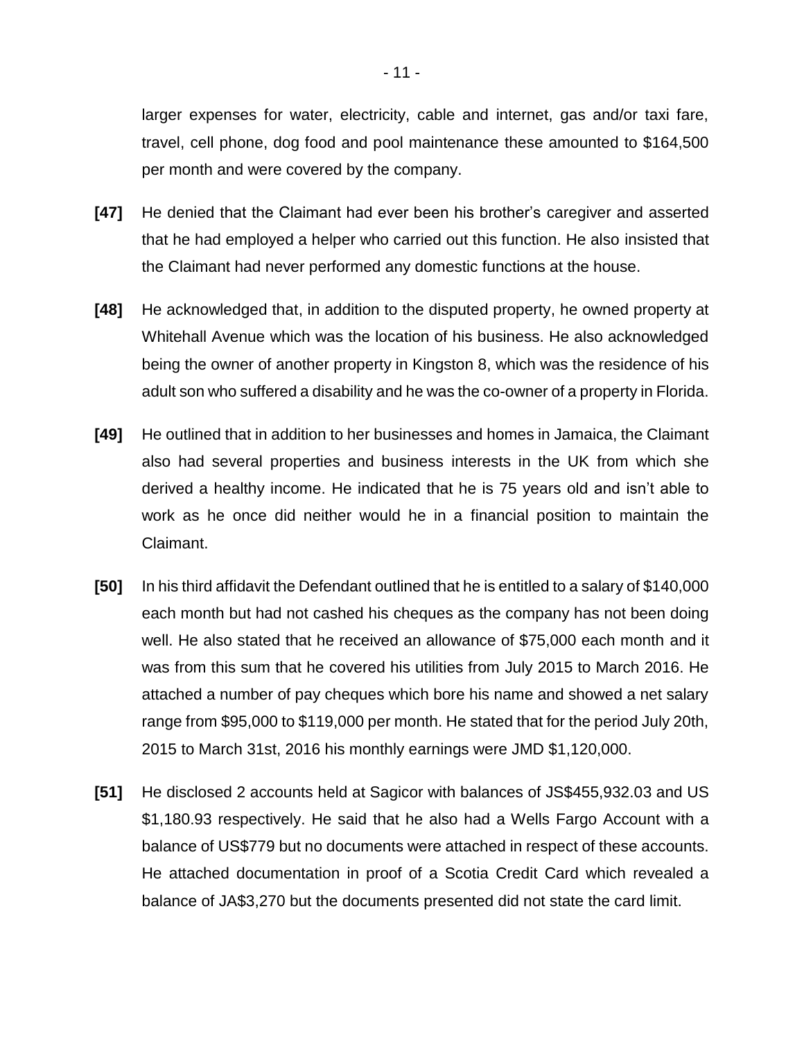larger expenses for water, electricity, cable and internet, gas and/or taxi fare, travel, cell phone, dog food and pool maintenance these amounted to $164,500 per month and were covered by the company.

**[47]** He denied that the Claimant had ever been his brother's caregiver and asserted that he had employed a helper who carried out this function. He also insisted that the Claimant had never performed any domestic functions at the house.

**[48]** He acknowledged that, in addition to the disputed property, he owned property at Whitehall Avenue which was the location of his business. He also acknowledged being the owner of another property in Kingston 8, which was the residence of his adult son who suffered a disability and he was the co-owner of a property in Florida.

**[49]** He outlined that in addition to her businesses and homes in Jamaica, the Claimant also had several properties and business interests in the UK from which she derived a healthy income. He indicated that he is 75 years old and isn't able to work as he once did neither would he in a financial position to maintain the Claimant.

**[50]** In his third affidavit the Defendant outlined that he is entitled to a salary of $140,000 each month but had not cashed his cheques as the company has not been doing well. He also stated that he received an allowance of $75,000 each month and it was from this sum that he covered his utilities from July 2015 to March 2016. He attached a number of pay cheques which bore his name and showed a net salary range from $95,000 to $119,000 per month. He stated that for the period July 20th, 2015 to March 31st, 2016 his monthly earnings were JMD $1,120,000.

**[51]** He disclosed 2 accounts held at Sagicor with balances of JS$455,932.03 and US $1,180.93 respectively. He said that he also had a Wells Fargo Account with a balance of US$779 but no documents were attached in respect of these accounts. He attached documentation in proof of a Scotia Credit Card which revealed a balance of JA$3,270 but the documents presented did not state the card limit.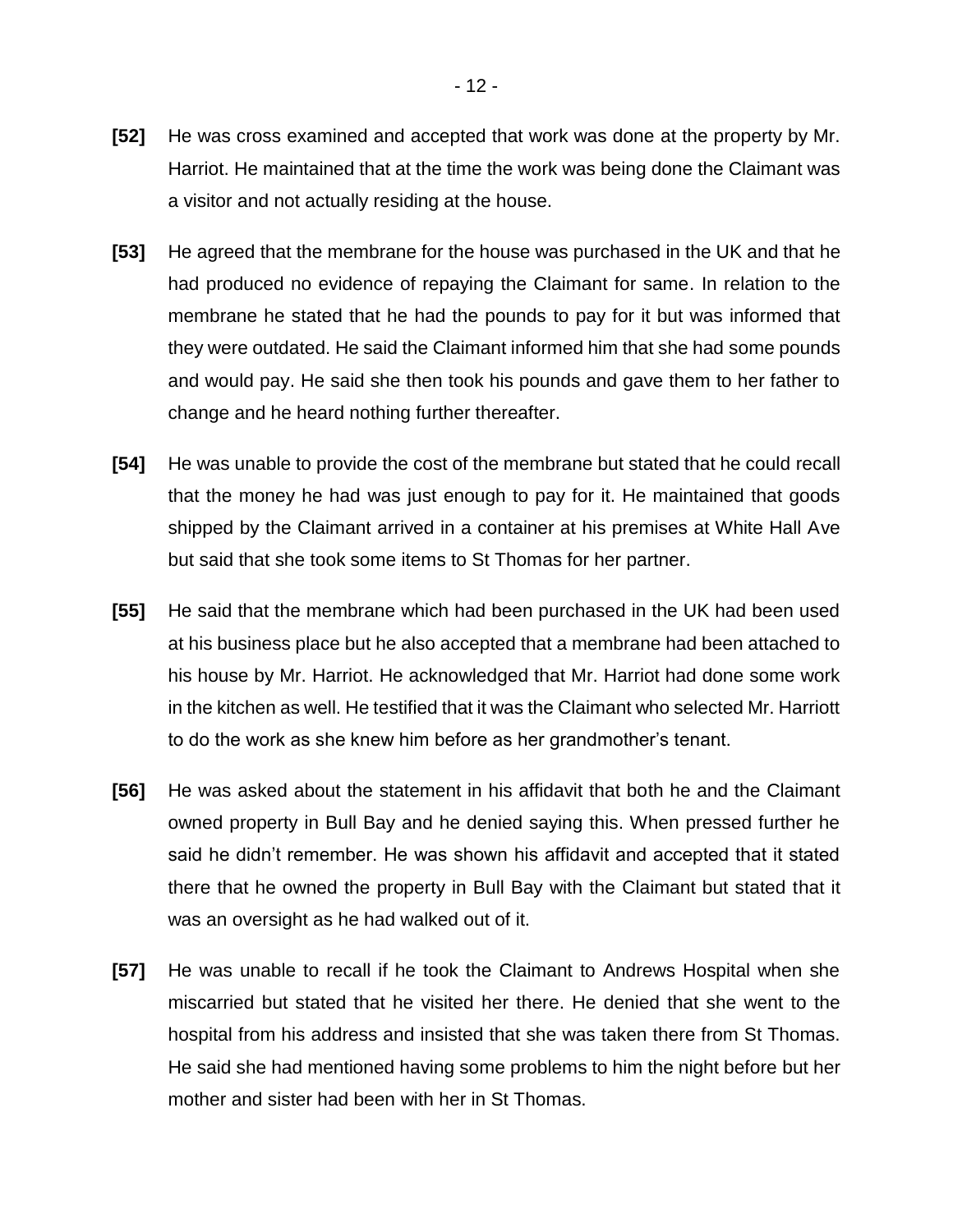**[52]** He was cross examined and accepted that work was done at the property by Mr. Harriot. He maintained that at the time the work was being done the Claimant was a visitor and not actually residing at the house.

**[53]** He agreed that the membrane for the house was purchased in the UK and that he had produced no evidence of repaying the Claimant for same. In relation to the membrane he stated that he had the pounds to pay for it but was informed that they were outdated. He said the Claimant informed him that she had some pounds and would pay. He said she then took his pounds and gave them to her father to change and he heard nothing further thereafter.

**[54]** He was unable to provide the cost of the membrane but stated that he could recall that the money he had was just enough to pay for it. He maintained that goods shipped by the Claimant arrived in a container at his premises at White Hall Ave but said that she took some items to St Thomas for her partner.

**[55]** He said that the membrane which had been purchased in the UK had been used at his business place but he also accepted that a membrane had been attached to his house by Mr. Harriot. He acknowledged that Mr. Harriot had done some work in the kitchen as well. He testified that it was the Claimant who selected Mr. Harriott to do the work as she knew him before as her grandmother's tenant.

**[56]** He was asked about the statement in his affidavit that both he and the Claimant owned property in Bull Bay and he denied saying this. When pressed further he said he didn't remember. He was shown his affidavit and accepted that it stated there that he owned the property in Bull Bay with the Claimant but stated that it was an oversight as he had walked out of it.

**[57]** He was unable to recall if he took the Claimant to Andrews Hospital when she miscarried but stated that he visited her there. He denied that she went to the hospital from his address and insisted that she was taken there from St Thomas. He said she had mentioned having some problems to him the night before but her mother and sister had been with her in St Thomas.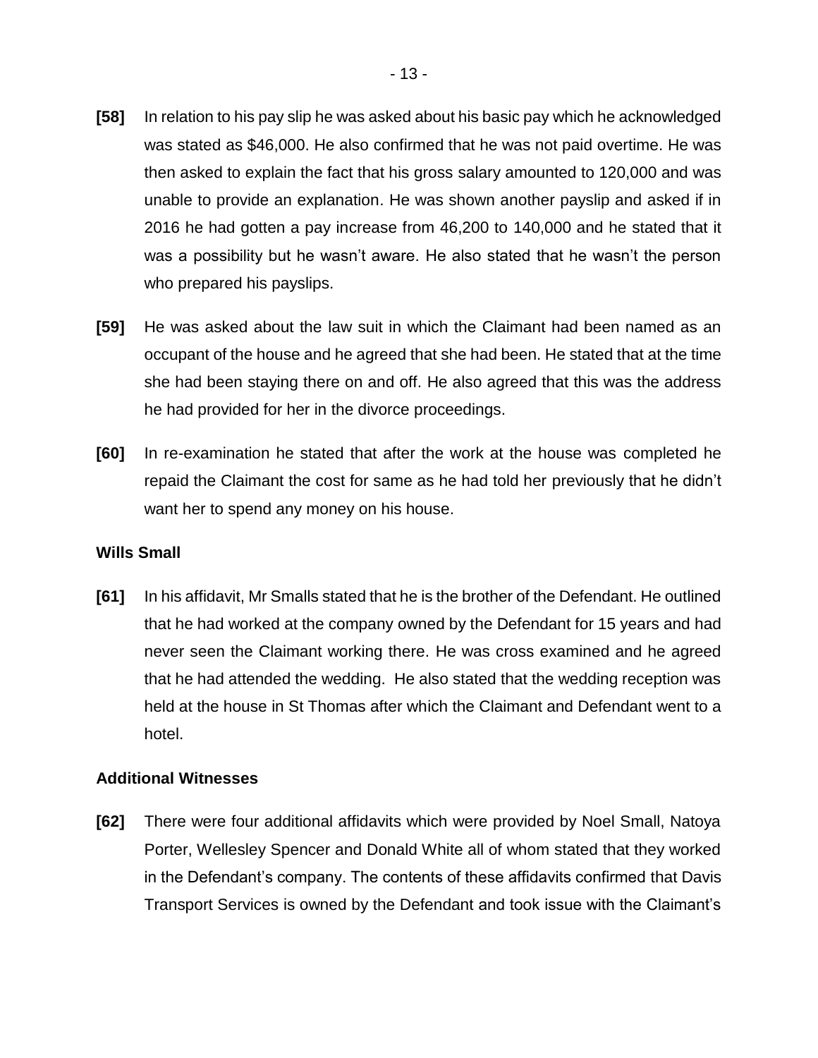**[58]** In relation to his pay slip he was asked about his basic pay which he acknowledged was stated as $46,000. He also confirmed that he was not paid overtime. He was then asked to explain the fact that his gross salary amounted to 120,000 and was unable to provide an explanation. He was shown another payslip and asked if in 2016 he had gotten a pay increase from 46,200 to 140,000 and he stated that it was a possibility but he wasn't aware. He also stated that he wasn't the person who prepared his payslips.

**[59]** He was asked about the law suit in which the Claimant had been named as an occupant of the house and he agreed that she had been. He stated that at the time she had been staying there on and off. He also agreed that this was the address he had provided for her in the divorce proceedings.

**[60]** In re-examination he stated that after the work at the house was completed he repaid the Claimant the cost for same as he had told her previously that he didn't want her to spend any money on his house.

**Wills Small**

**[61]** In his affidavit, Mr Smalls stated that he is the brother of the Defendant. He outlined that he had worked at the company owned by the Defendant for 15 years and had never seen the Claimant working there. He was cross examined and he agreed that he had attended the wedding. He also stated that the wedding reception was held at the house in St Thomas after which the Claimant and Defendant went to a hotel.

**Additional Witnesses**

**[62]** There were four additional affidavits which were provided by Noel Small, Natoya Porter, Wellesley Spencer and Donald White all of whom stated that they worked in the Defendant's company. The contents of these affidavits confirmed that Davis Transport Services is owned by the Defendant and took issue with the Claimant's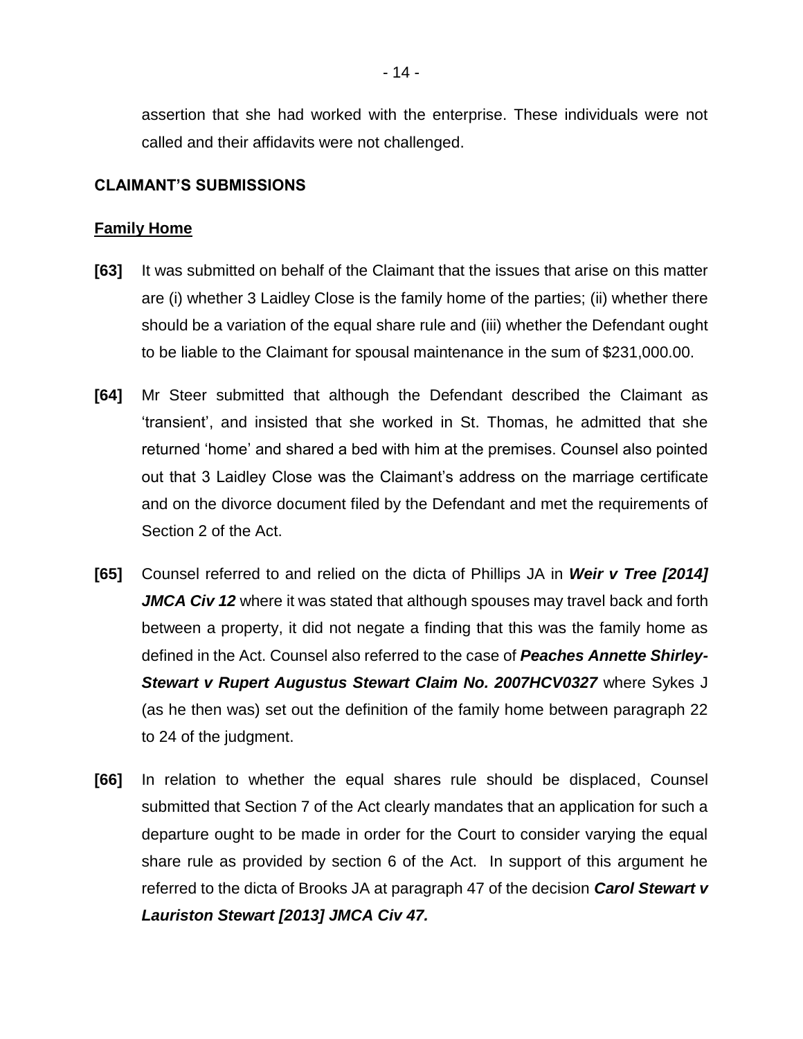assertion that she had worked with the enterprise. These individuals were not called and their affidavits were not challenged.

## CLAIMANT'S SUBMISSIONS

### Family Home

**[63]** It was submitted on behalf of the Claimant that the issues that arise on this matter are (i) whether 3 Laidley Close is the family home of the parties; (ii) whether there should be a variation of the equal share rule and (iii) whether the Defendant ought to be liable to the Claimant for spousal maintenance in the sum of $231,000.00.

**[64]** Mr Steer submitted that although the Defendant described the Claimant as 'transient', and insisted that she worked in St. Thomas, he admitted that she returned 'home' and shared a bed with him at the premises. Counsel also pointed out that 3 Laidley Close was the Claimant's address on the marriage certificate and on the divorce document filed by the Defendant and met the requirements of Section 2 of the Act.

**[65]** Counsel referred to and relied on the dicta of Phillips JA in ***Weir v Tree [2014] JMCA Civ 12*** where it was stated that although spouses may travel back and forth between a property, it did not negate a finding that this was the family home as defined in the Act. Counsel also referred to the case of ***Peaches Annette Shirley-Stewart v Rupert Augustus Stewart Claim No. 2007HCV0327*** where Sykes J (as he then was) set out the definition of the family home between paragraph 22 to 24 of the judgment.

**[66]** In relation to whether the equal shares rule should be displaced, Counsel submitted that Section 7 of the Act clearly mandates that an application for such a departure ought to be made in order for the Court to consider varying the equal share rule as provided by section 6 of the Act. In support of this argument he referred to the dicta of Brooks JA at paragraph 47 of the decision ***Carol Stewart v Lauriston Stewart [2013] JMCA Civ 47.***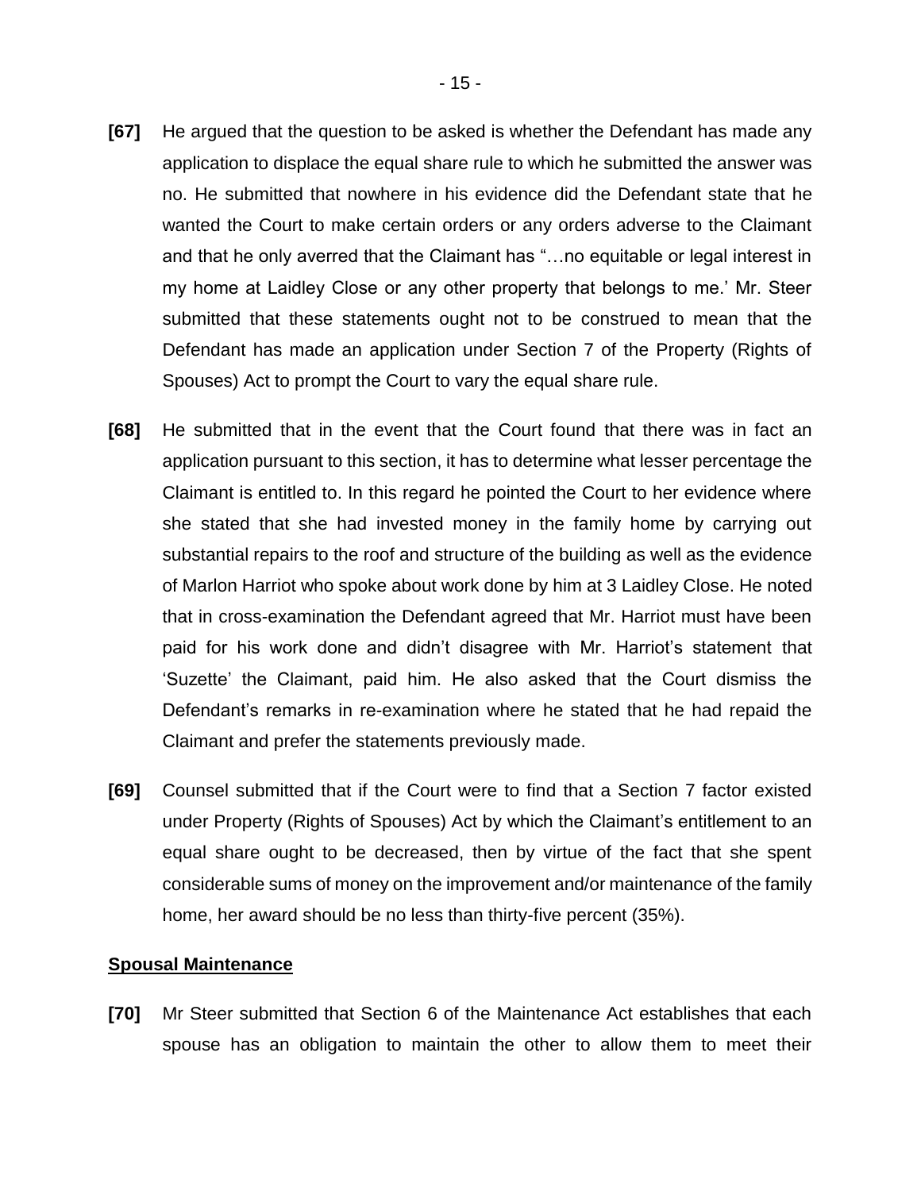**[67]** He argued that the question to be asked is whether the Defendant has made any application to displace the equal share rule to which he submitted the answer was no. He submitted that nowhere in his evidence did the Defendant state that he wanted the Court to make certain orders or any orders adverse to the Claimant and that he only averred that the Claimant has "…no equitable or legal interest in my home at Laidley Close or any other property that belongs to me.' Mr. Steer submitted that these statements ought not to be construed to mean that the Defendant has made an application under Section 7 of the Property (Rights of Spouses) Act to prompt the Court to vary the equal share rule.

**[68]** He submitted that in the event that the Court found that there was in fact an application pursuant to this section, it has to determine what lesser percentage the Claimant is entitled to. In this regard he pointed the Court to her evidence where she stated that she had invested money in the family home by carrying out substantial repairs to the roof and structure of the building as well as the evidence of Marlon Harriot who spoke about work done by him at 3 Laidley Close. He noted that in cross-examination the Defendant agreed that Mr. Harriot must have been paid for his work done and didn't disagree with Mr. Harriot's statement that 'Suzette' the Claimant, paid him. He also asked that the Court dismiss the Defendant's remarks in re-examination where he stated that he had repaid the Claimant and prefer the statements previously made.

**[69]** Counsel submitted that if the Court were to find that a Section 7 factor existed under Property (Rights of Spouses) Act by which the Claimant's entitlement to an equal share ought to be decreased, then by virtue of the fact that she spent considerable sums of money on the improvement and/or maintenance of the family home, her award should be no less than thirty-five percent (35%).

**Spousal Maintenance**

**[70]** Mr Steer submitted that Section 6 of the Maintenance Act establishes that each spouse has an obligation to maintain the other to allow them to meet their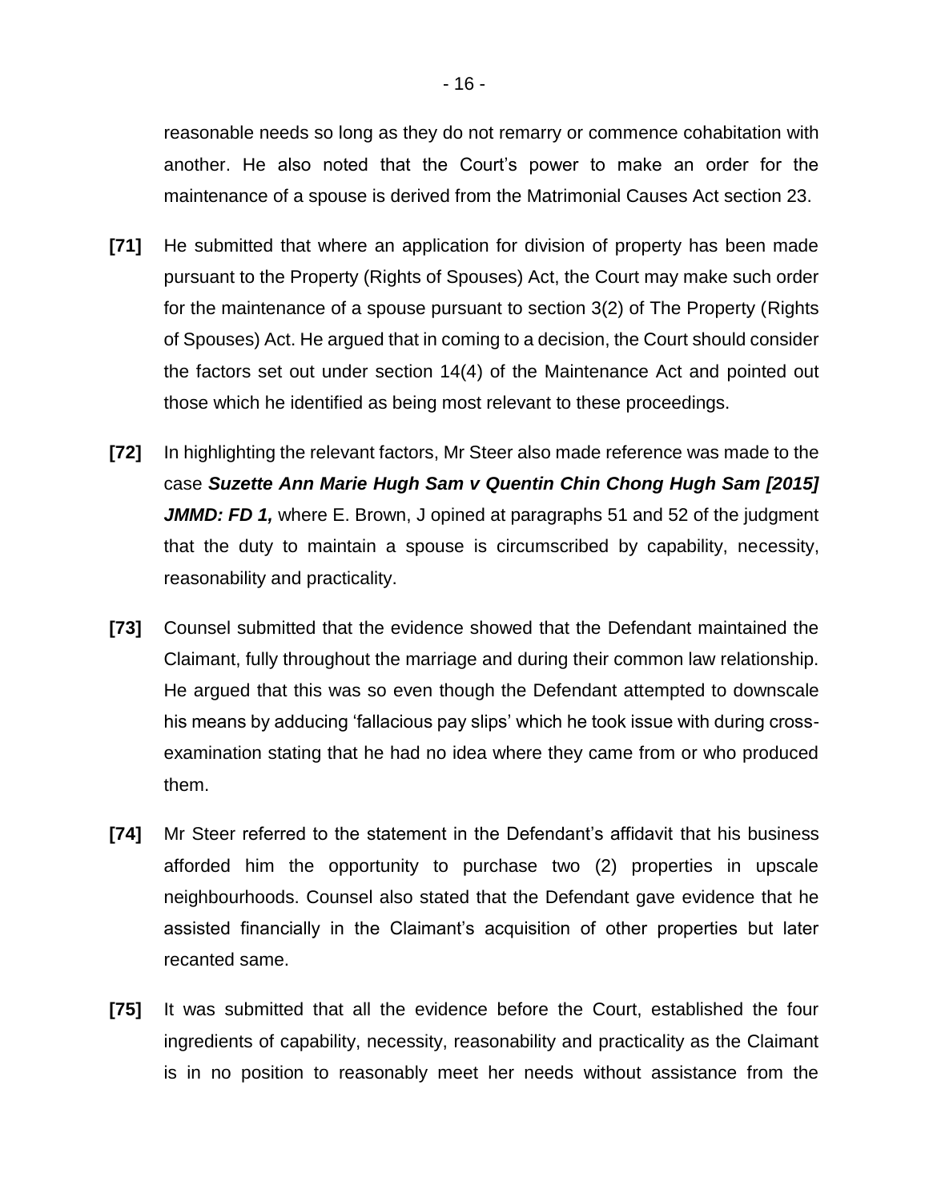reasonable needs so long as they do not remarry or commence cohabitation with another. He also noted that the Court's power to make an order for the maintenance of a spouse is derived from the Matrimonial Causes Act section 23.

**[71]** He submitted that where an application for division of property has been made pursuant to the Property (Rights of Spouses) Act, the Court may make such order for the maintenance of a spouse pursuant to section 3(2) of The Property (Rights of Spouses) Act. He argued that in coming to a decision, the Court should consider the factors set out under section 14(4) of the Maintenance Act and pointed out those which he identified as being most relevant to these proceedings.

**[72]** In highlighting the relevant factors, Mr Steer also made reference was made to the case ***Suzette Ann Marie Hugh Sam v Quentin Chin Chong Hugh Sam [2015] JMMD: FD 1,*** where E. Brown, J opined at paragraphs 51 and 52 of the judgment that the duty to maintain a spouse is circumscribed by capability, necessity, reasonability and practicality.

**[73]** Counsel submitted that the evidence showed that the Defendant maintained the Claimant, fully throughout the marriage and during their common law relationship. He argued that this was so even though the Defendant attempted to downscale his means by adducing 'fallacious pay slips' which he took issue with during cross-examination stating that he had no idea where they came from or who produced them.

**[74]** Mr Steer referred to the statement in the Defendant's affidavit that his business afforded him the opportunity to purchase two (2) properties in upscale neighbourhoods. Counsel also stated that the Defendant gave evidence that he assisted financially in the Claimant's acquisition of other properties but later recanted same.

**[75]** It was submitted that all the evidence before the Court, established the four ingredients of capability, necessity, reasonability and practicality as the Claimant is in no position to reasonably meet her needs without assistance from the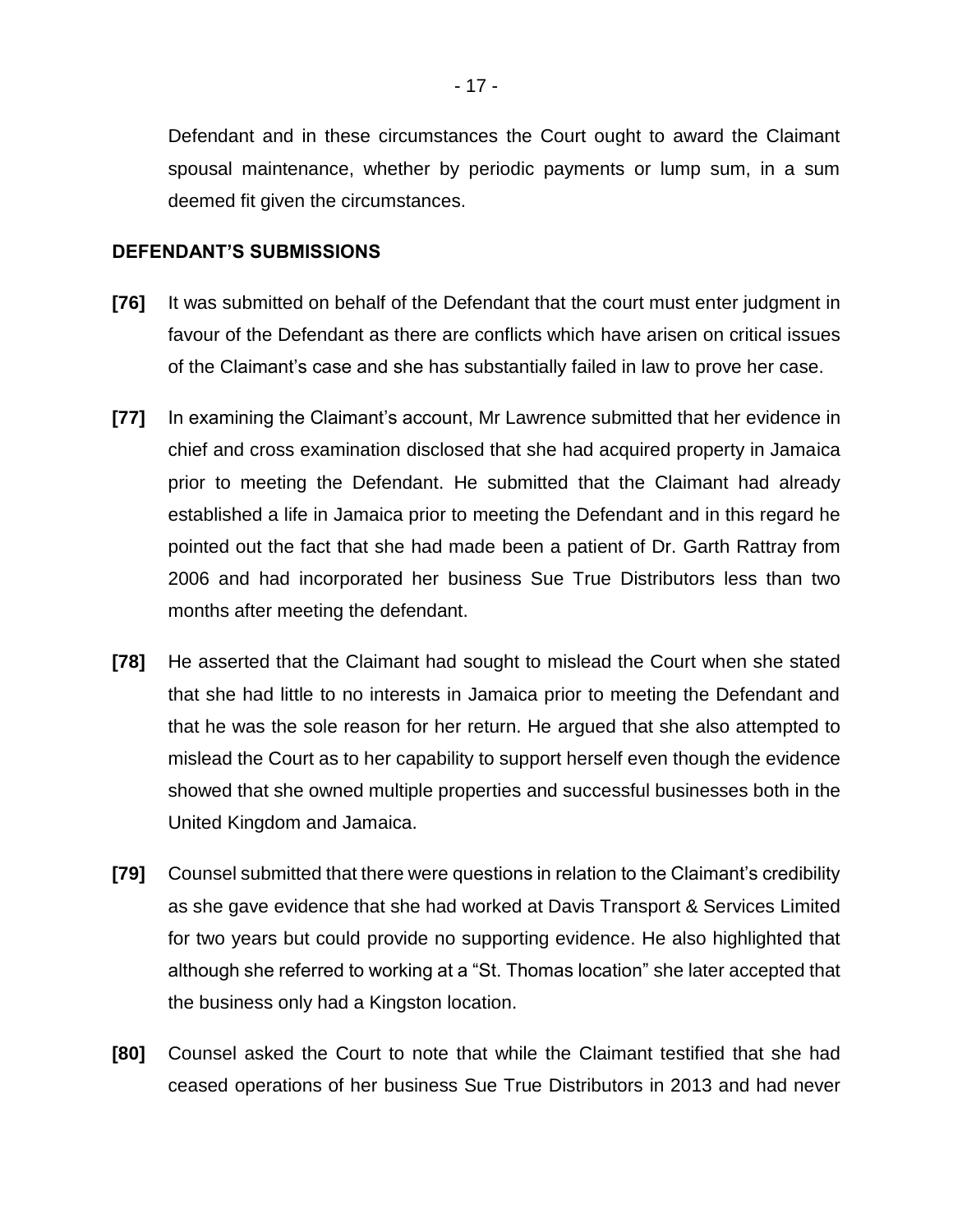Defendant and in these circumstances the Court ought to award the Claimant spousal maintenance, whether by periodic payments or lump sum, in a sum deemed fit given the circumstances.

### DEFENDANT'S SUBMISSIONS

**[76]** It was submitted on behalf of the Defendant that the court must enter judgment in favour of the Defendant as there are conflicts which have arisen on critical issues of the Claimant's case and she has substantially failed in law to prove her case.

**[77]** In examining the Claimant's account, Mr Lawrence submitted that her evidence in chief and cross examination disclosed that she had acquired property in Jamaica prior to meeting the Defendant. He submitted that the Claimant had already established a life in Jamaica prior to meeting the Defendant and in this regard he pointed out the fact that she had made been a patient of Dr. Garth Rattray from 2006 and had incorporated her business Sue True Distributors less than two months after meeting the defendant.

**[78]** He asserted that the Claimant had sought to mislead the Court when she stated that she had little to no interests in Jamaica prior to meeting the Defendant and that he was the sole reason for her return. He argued that she also attempted to mislead the Court as to her capability to support herself even though the evidence showed that she owned multiple properties and successful businesses both in the United Kingdom and Jamaica.

**[79]** Counsel submitted that there were questions in relation to the Claimant's credibility as she gave evidence that she had worked at Davis Transport & Services Limited for two years but could provide no supporting evidence. He also highlighted that although she referred to working at a "St. Thomas location" she later accepted that the business only had a Kingston location.

**[80]** Counsel asked the Court to note that while the Claimant testified that she had ceased operations of her business Sue True Distributors in 2013 and had never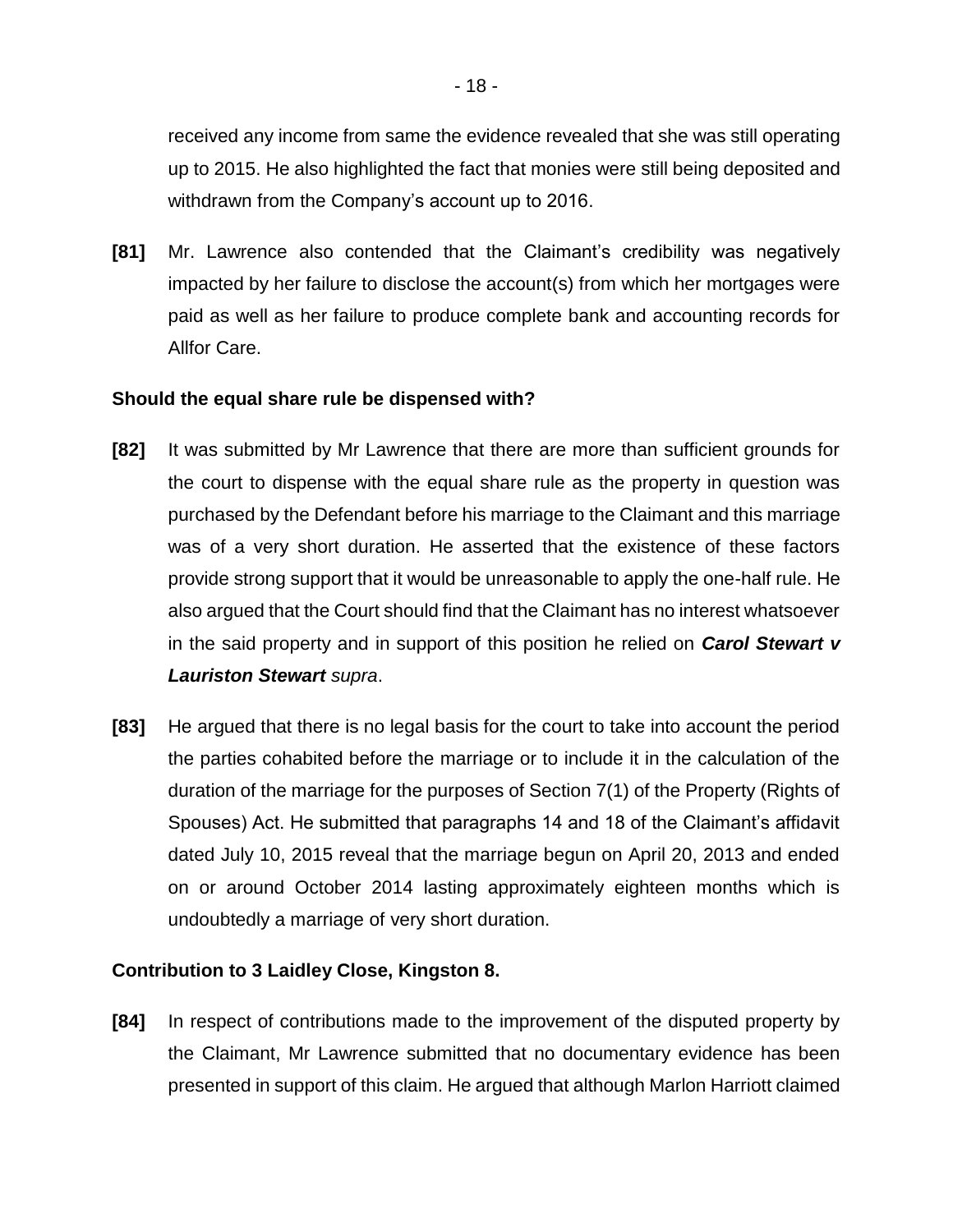received any income from same the evidence revealed that she was still operating up to 2015. He also highlighted the fact that monies were still being deposited and withdrawn from the Company's account up to 2016.

**[81]** Mr. Lawrence also contended that the Claimant's credibility was negatively impacted by her failure to disclose the account(s) from which her mortgages were paid as well as her failure to produce complete bank and accounting records for Allfor Care.

**Should the equal share rule be dispensed with?**

**[82]** It was submitted by Mr Lawrence that there are more than sufficient grounds for the court to dispense with the equal share rule as the property in question was purchased by the Defendant before his marriage to the Claimant and this marriage was of a very short duration. He asserted that the existence of these factors provide strong support that it would be unreasonable to apply the one-half rule. He also argued that the Court should find that the Claimant has no interest whatsoever in the said property and in support of this position he relied on ***Carol Stewart v Lauriston Stewart*** *supra*.

**[83]** He argued that there is no legal basis for the court to take into account the period the parties cohabited before the marriage or to include it in the calculation of the duration of the marriage for the purposes of Section 7(1) of the Property (Rights of Spouses) Act. He submitted that paragraphs 14 and 18 of the Claimant's affidavit dated July 10, 2015 reveal that the marriage begun on April 20, 2013 and ended on or around October 2014 lasting approximately eighteen months which is undoubtedly a marriage of very short duration.

**Contribution to 3 Laidley Close, Kingston 8.**

**[84]** In respect of contributions made to the improvement of the disputed property by the Claimant, Mr Lawrence submitted that no documentary evidence has been presented in support of this claim. He argued that although Marlon Harriott claimed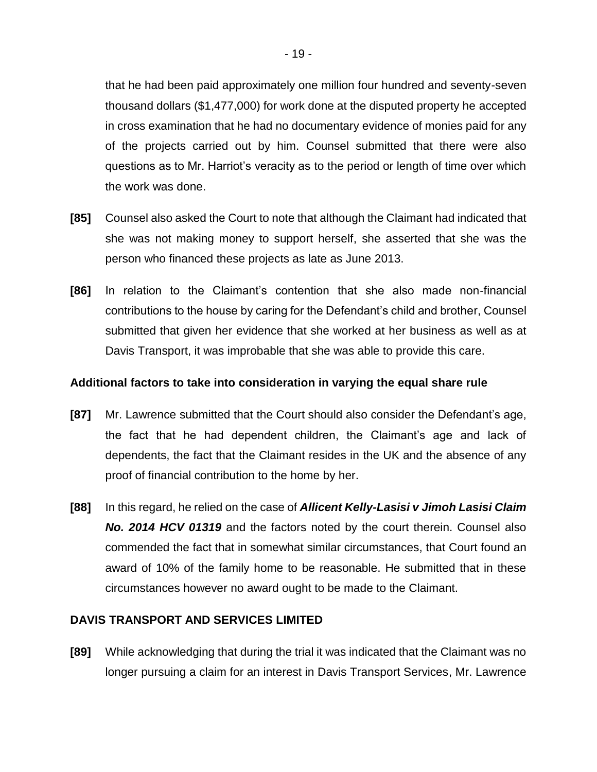that he had been paid approximately one million four hundred and seventy-seven thousand dollars ($1,477,000) for work done at the disputed property he accepted in cross examination that he had no documentary evidence of monies paid for any of the projects carried out by him. Counsel submitted that there were also questions as to Mr. Harriot's veracity as to the period or length of time over which the work was done.

**[85]** Counsel also asked the Court to note that although the Claimant had indicated that she was not making money to support herself, she asserted that she was the person who financed these projects as late as June 2013.

**[86]** In relation to the Claimant's contention that she also made non-financial contributions to the house by caring for the Defendant's child and brother, Counsel submitted that given her evidence that she worked at her business as well as at Davis Transport, it was improbable that she was able to provide this care.

**Additional factors to take into consideration in varying the equal share rule**

**[87]** Mr. Lawrence submitted that the Court should also consider the Defendant's age, the fact that he had dependent children, the Claimant's age and lack of dependents, the fact that the Claimant resides in the UK and the absence of any proof of financial contribution to the home by her.

**[88]** In this regard, he relied on the case of ***Allicent Kelly-Lasisi v Jimoh Lasisi Claim No. 2014 HCV 01319*** and the factors noted by the court therein. Counsel also commended the fact that in somewhat similar circumstances, that Court found an award of 10% of the family home to be reasonable. He submitted that in these circumstances however no award ought to be made to the Claimant.

**DAVIS TRANSPORT AND SERVICES LIMITED**

**[89]** While acknowledging that during the trial it was indicated that the Claimant was no longer pursuing a claim for an interest in Davis Transport Services, Mr. Lawrence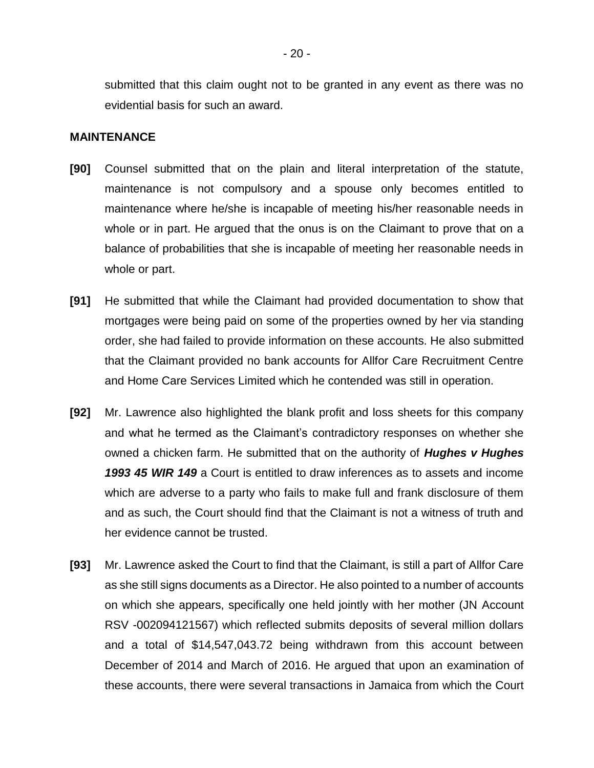submitted that this claim ought not to be granted in any event as there was no evidential basis for such an award.

**MAINTENANCE**

**[90]** Counsel submitted that on the plain and literal interpretation of the statute, maintenance is not compulsory and a spouse only becomes entitled to maintenance where he/she is incapable of meeting his/her reasonable needs in whole or in part. He argued that the onus is on the Claimant to prove that on a balance of probabilities that she is incapable of meeting her reasonable needs in whole or part.

**[91]** He submitted that while the Claimant had provided documentation to show that mortgages were being paid on some of the properties owned by her via standing order, she had failed to provide information on these accounts. He also submitted that the Claimant provided no bank accounts for Allfor Care Recruitment Centre and Home Care Services Limited which he contended was still in operation.

**[92]** Mr. Lawrence also highlighted the blank profit and loss sheets for this company and what he termed as the Claimant's contradictory responses on whether she owned a chicken farm. He submitted that on the authority of ***Hughes v Hughes 1993 45 WIR 149*** a Court is entitled to draw inferences as to assets and income which are adverse to a party who fails to make full and frank disclosure of them and as such, the Court should find that the Claimant is not a witness of truth and her evidence cannot be trusted.

**[93]** Mr. Lawrence asked the Court to find that the Claimant, is still a part of Allfor Care as she still signs documents as a Director. He also pointed to a number of accounts on which she appears, specifically one held jointly with her mother (JN Account RSV -002094121567) which reflected submits deposits of several million dollars and a total of $14,547,043.72 being withdrawn from this account between December of 2014 and March of 2016. He argued that upon an examination of these accounts, there were several transactions in Jamaica from which the Court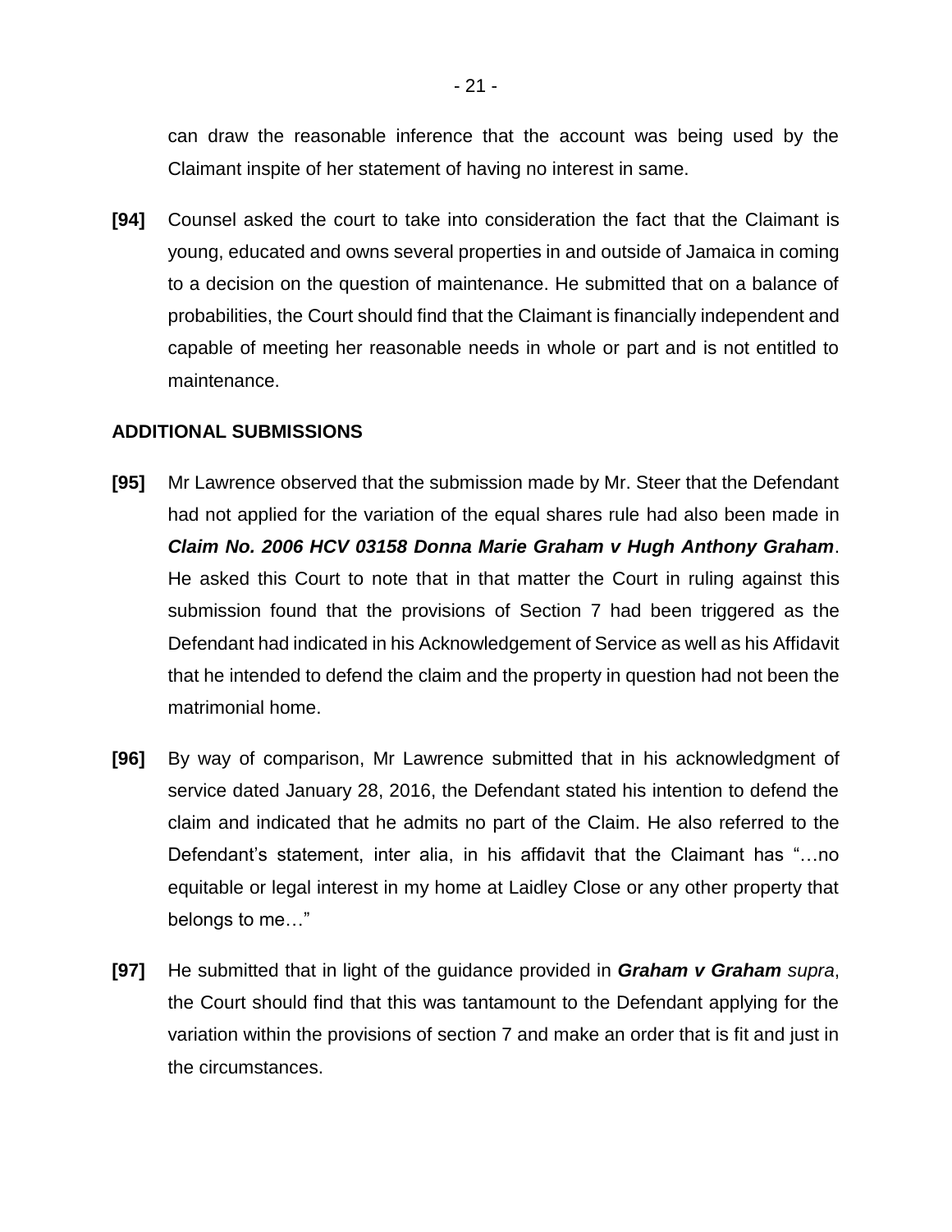can draw the reasonable inference that the account was being used by the Claimant inspite of her statement of having no interest in same.

**[94]** Counsel asked the court to take into consideration the fact that the Claimant is young, educated and owns several properties in and outside of Jamaica in coming to a decision on the question of maintenance. He submitted that on a balance of probabilities, the Court should find that the Claimant is financially independent and capable of meeting her reasonable needs in whole or part and is not entitled to maintenance.

## ADDITIONAL SUBMISSIONS

**[95]** Mr Lawrence observed that the submission made by Mr. Steer that the Defendant had not applied for the variation of the equal shares rule had also been made in ***Claim No. 2006 HCV 03158 Donna Marie Graham v Hugh Anthony Graham***. He asked this Court to note that in that matter the Court in ruling against this submission found that the provisions of Section 7 had been triggered as the Defendant had indicated in his Acknowledgement of Service as well as his Affidavit that he intended to defend the claim and the property in question had not been the matrimonial home.

**[96]** By way of comparison, Mr Lawrence submitted that in his acknowledgment of service dated January 28, 2016, the Defendant stated his intention to defend the claim and indicated that he admits no part of the Claim. He also referred to the Defendant's statement, inter alia, in his affidavit that the Claimant has "…no equitable or legal interest in my home at Laidley Close or any other property that belongs to me…"

**[97]** He submitted that in light of the guidance provided in ***Graham v Graham*** *supra*, the Court should find that this was tantamount to the Defendant applying for the variation within the provisions of section 7 and make an order that is fit and just in the circumstances.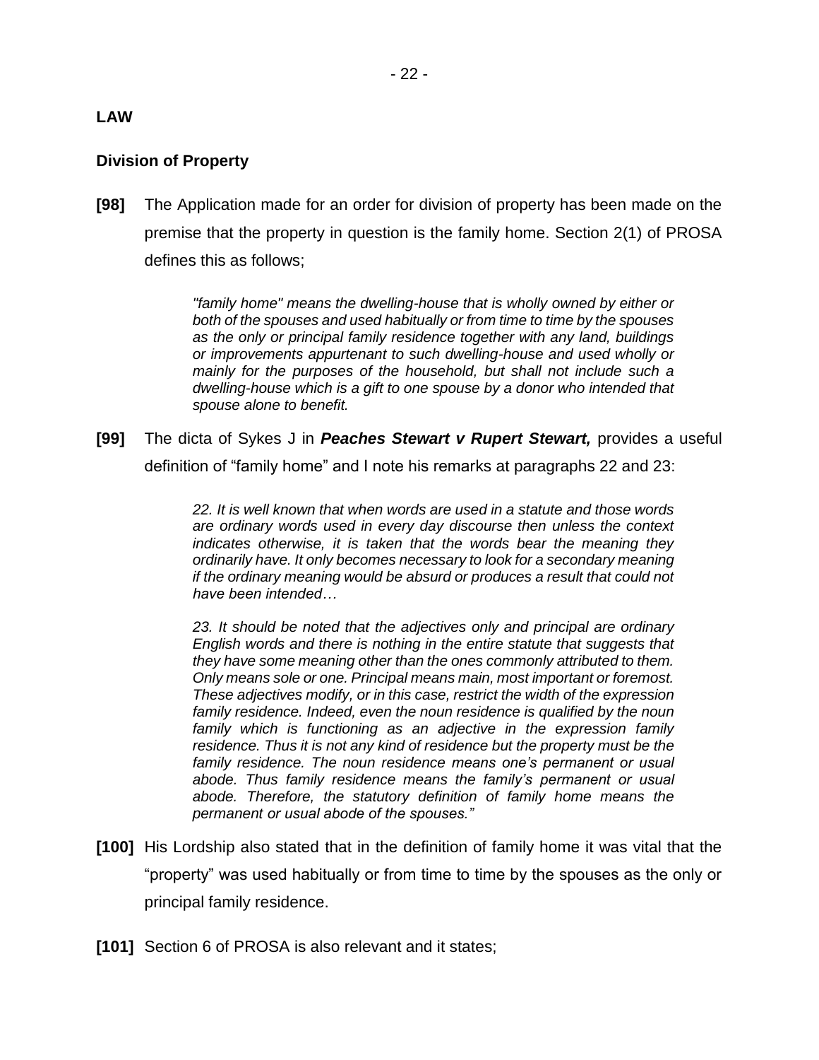**LAW**

**Division of Property**

**[98]** The Application made for an order for division of property has been made on the premise that the property in question is the family home. Section 2(1) of PROSA defines this as follows;

> *"family home" means the dwelling-house that is wholly owned by either or both of the spouses and used habitually or from time to time by the spouses as the only or principal family residence together with any land, buildings or improvements appurtenant to such dwelling-house and used wholly or mainly for the purposes of the household, but shall not include such a dwelling-house which is a gift to one spouse by a donor who intended that spouse alone to benefit.*

**[99]** The dicta of Sykes J in ***Peaches Stewart v Rupert Stewart,*** provides a useful definition of "family home" and I note his remarks at paragraphs 22 and 23:

> *22. It is well known that when words are used in a statute and those words are ordinary words used in every day discourse then unless the context indicates otherwise, it is taken that the words bear the meaning they ordinarily have. It only becomes necessary to look for a secondary meaning if the ordinary meaning would be absurd or produces a result that could not have been intended…*
>
> *23. It should be noted that the adjectives only and principal are ordinary English words and there is nothing in the entire statute that suggests that they have some meaning other than the ones commonly attributed to them. Only means sole or one. Principal means main, most important or foremost. These adjectives modify, or in this case, restrict the width of the expression family residence. Indeed, even the noun residence is qualified by the noun family which is functioning as an adjective in the expression family residence. Thus it is not any kind of residence but the property must be the family residence. The noun residence means one's permanent or usual abode. Thus family residence means the family's permanent or usual abode. Therefore, the statutory definition of family home means the permanent or usual abode of the spouses."*

**[100]** His Lordship also stated that in the definition of family home it was vital that the "property" was used habitually or from time to time by the spouses as the only or principal family residence.

**[101]** Section 6 of PROSA is also relevant and it states;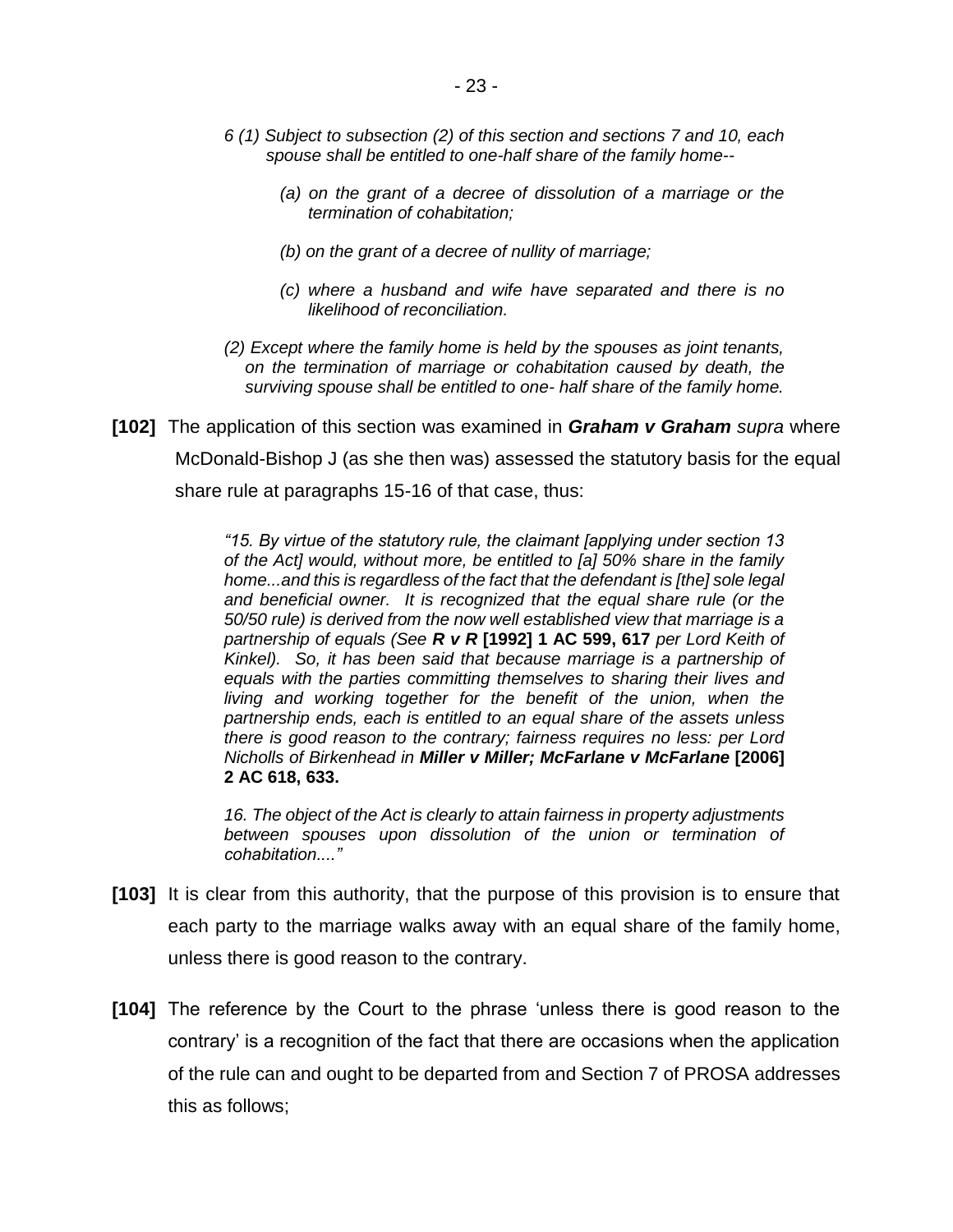*6 (1) Subject to subsection (2) of this section and sections 7 and 10, each spouse shall be entitled to one-half share of the family home--*

*(a) on the grant of a decree of dissolution of a marriage or the termination of cohabitation;*

*(b) on the grant of a decree of nullity of marriage;*

*(c) where a husband and wife have separated and there is no likelihood of reconciliation.*

*(2) Except where the family home is held by the spouses as joint tenants, on the termination of marriage or cohabitation caused by death, the surviving spouse shall be entitled to one- half share of the family home.*

**[102]** The application of this section was examined in ***Graham v Graham*** *supra* where McDonald-Bishop J (as she then was) assessed the statutory basis for the equal share rule at paragraphs 15-16 of that case, thus:

> *"15. By virtue of the statutory rule, the claimant [applying under section 13 of the Act] would, without more, be entitled to [a] 50% share in the family home...and this is regardless of the fact that the defendant is [the] sole legal and beneficial owner. It is recognized that the equal share rule (or the 50/50 rule) is derived from the now well established view that marriage is a partnership of equals (See **R v R*** **[1992] 1 AC 599, 617** *per Lord Keith of Kinkel). So, it has been said that because marriage is a partnership of equals with the parties committing themselves to sharing their lives and living and working together for the benefit of the union, when the partnership ends, each is entitled to an equal share of the assets unless there is good reason to the contrary; fairness requires no less: per Lord Nicholls of Birkenhead in **Miller v Miller; McFarlane v McFarlane*** **[2006] 2 AC 618, 633.**
>
> *16. The object of the Act is clearly to attain fairness in property adjustments between spouses upon dissolution of the union or termination of cohabitation...."*

**[103]** It is clear from this authority, that the purpose of this provision is to ensure that each party to the marriage walks away with an equal share of the family home, unless there is good reason to the contrary.

**[104]** The reference by the Court to the phrase 'unless there is good reason to the contrary' is a recognition of the fact that there are occasions when the application of the rule can and ought to be departed from and Section 7 of PROSA addresses this as follows;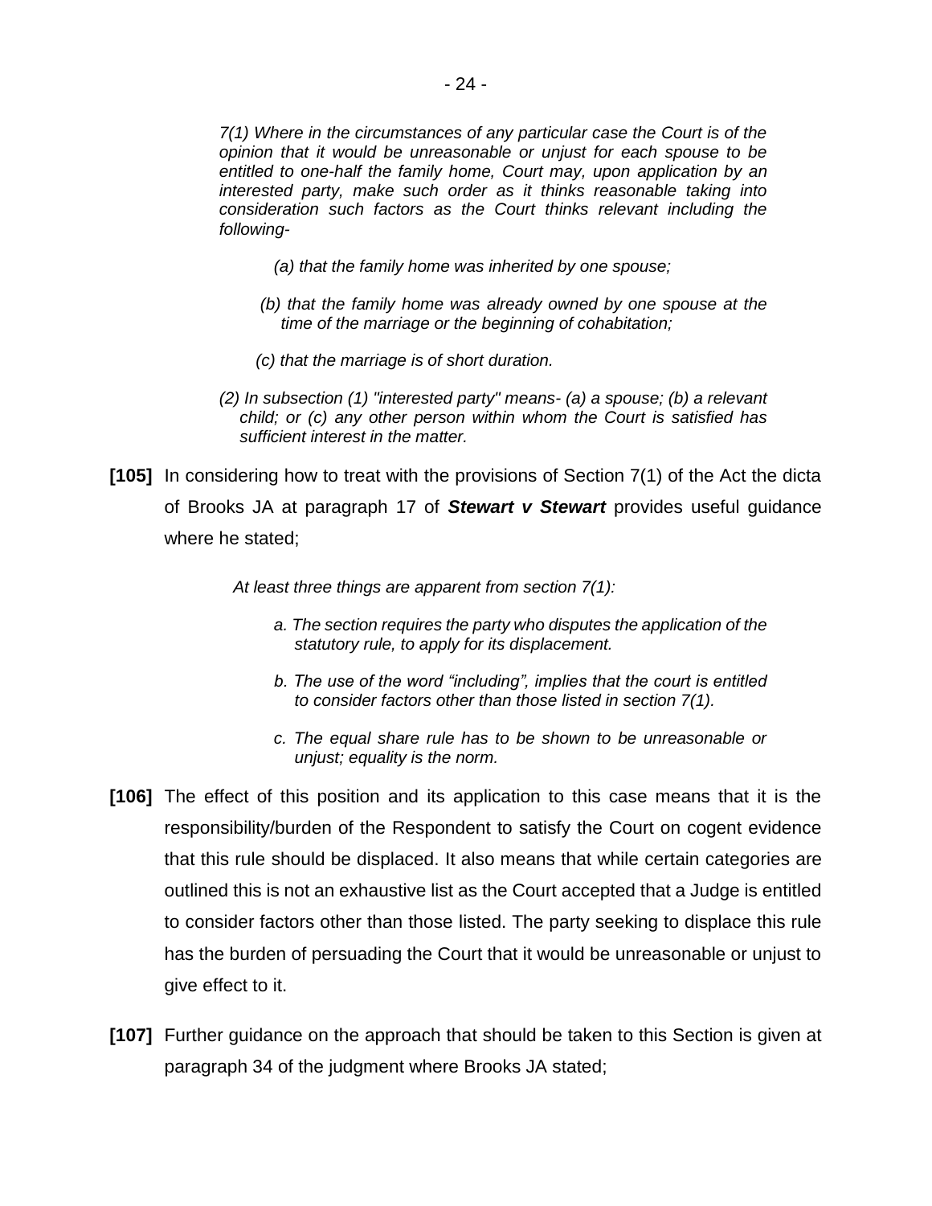> *7(1) Where in the circumstances of any particular case the Court is of the opinion that it would be unreasonable or unjust for each spouse to be entitled to one-half the family home, Court may, upon application by an interested party, make such order as it thinks reasonable taking into consideration such factors as the Court thinks relevant including the following-*
>
> *(a) that the family home was inherited by one spouse;*
>
> *(b) that the family home was already owned by one spouse at the time of the marriage or the beginning of cohabitation;*
>
> *(c) that the marriage is of short duration.*
>
> *(2) In subsection (1) "interested party" means- (a) a spouse; (b) a relevant child; or (c) any other person within whom the Court is satisfied has sufficient interest in the matter.*

**[105]** In considering how to treat with the provisions of Section 7(1) of the Act the dicta of Brooks JA at paragraph 17 of ***Stewart v Stewart*** provides useful guidance where he stated;

> *At least three things are apparent from section 7(1):*
>
> *a. The section requires the party who disputes the application of the statutory rule, to apply for its displacement.*
>
> *b. The use of the word "including", implies that the court is entitled to consider factors other than those listed in section 7(1).*
>
> *c. The equal share rule has to be shown to be unreasonable or unjust; equality is the norm.*

**[106]** The effect of this position and its application to this case means that it is the responsibility/burden of the Respondent to satisfy the Court on cogent evidence that this rule should be displaced. It also means that while certain categories are outlined this is not an exhaustive list as the Court accepted that a Judge is entitled to consider factors other than those listed. The party seeking to displace this rule has the burden of persuading the Court that it would be unreasonable or unjust to give effect to it.

**[107]** Further guidance on the approach that should be taken to this Section is given at paragraph 34 of the judgment where Brooks JA stated;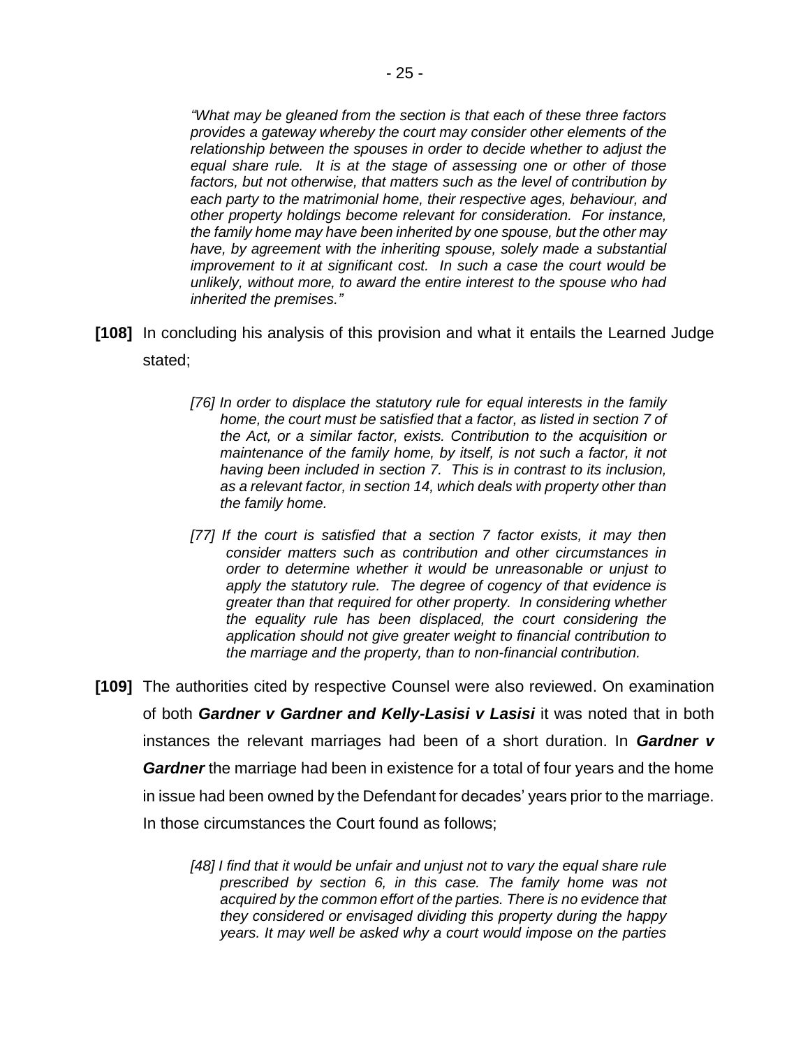> *"What may be gleaned from the section is that each of these three factors provides a gateway whereby the court may consider other elements of the relationship between the spouses in order to decide whether to adjust the equal share rule. It is at the stage of assessing one or other of those factors, but not otherwise, that matters such as the level of contribution by each party to the matrimonial home, their respective ages, behaviour, and other property holdings become relevant for consideration. For instance, the family home may have been inherited by one spouse, but the other may have, by agreement with the inheriting spouse, solely made a substantial improvement to it at significant cost. In such a case the court would be unlikely, without more, to award the entire interest to the spouse who had inherited the premises."*

**[108]** In concluding his analysis of this provision and what it entails the Learned Judge stated;

> *[76] In order to displace the statutory rule for equal interests in the family home, the court must be satisfied that a factor, as listed in section 7 of the Act, or a similar factor, exists. Contribution to the acquisition or maintenance of the family home, by itself, is not such a factor, it not having been included in section 7. This is in contrast to its inclusion, as a relevant factor, in section 14, which deals with property other than the family home.*
>
> *[77] If the court is satisfied that a section 7 factor exists, it may then consider matters such as contribution and other circumstances in order to determine whether it would be unreasonable or unjust to apply the statutory rule. The degree of cogency of that evidence is greater than that required for other property. In considering whether the equality rule has been displaced, the court considering the application should not give greater weight to financial contribution to the marriage and the property, than to non-financial contribution.*

**[109]** The authorities cited by respective Counsel were also reviewed. On examination of both ***Gardner v Gardner and Kelly-Lasisi v Lasisi*** it was noted that in both instances the relevant marriages had been of a short duration. In ***Gardner v Gardner*** the marriage had been in existence for a total of four years and the home in issue had been owned by the Defendant for decades' years prior to the marriage. In those circumstances the Court found as follows;

> *[48] I find that it would be unfair and unjust not to vary the equal share rule prescribed by section 6, in this case. The family home was not acquired by the common effort of the parties. There is no evidence that they considered or envisaged dividing this property during the happy years. It may well be asked why a court would impose on the parties*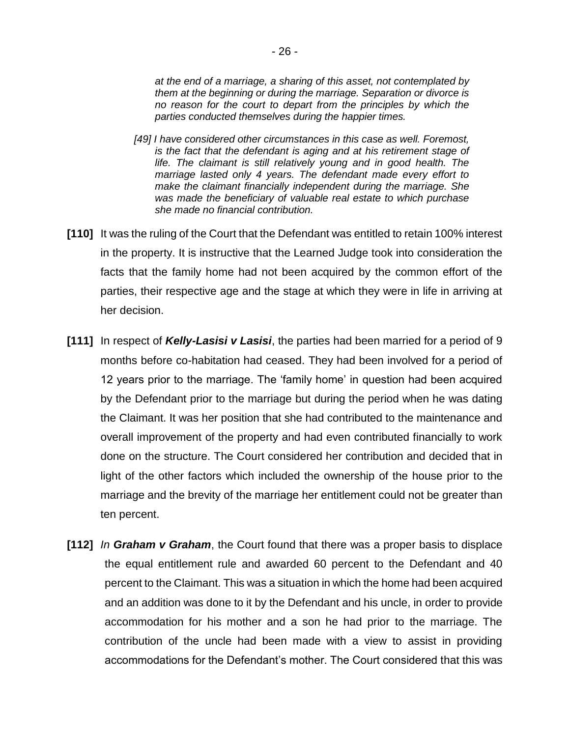> *at the end of a marriage, a sharing of this asset, not contemplated by them at the beginning or during the marriage. Separation or divorce is no reason for the court to depart from the principles by which the parties conducted themselves during the happier times.*
>
> *[49] I have considered other circumstances in this case as well. Foremost, is the fact that the defendant is aging and at his retirement stage of life. The claimant is still relatively young and in good health. The marriage lasted only 4 years. The defendant made every effort to make the claimant financially independent during the marriage. She was made the beneficiary of valuable real estate to which purchase she made no financial contribution.*

**[110]** It was the ruling of the Court that the Defendant was entitled to retain 100% interest in the property. It is instructive that the Learned Judge took into consideration the facts that the family home had not been acquired by the common effort of the parties, their respective age and the stage at which they were in life in arriving at her decision.

**[111]** In respect of ***Kelly-Lasisi v Lasisi***, the parties had been married for a period of 9 months before co-habitation had ceased. They had been involved for a period of 12 years prior to the marriage. The 'family home' in question had been acquired by the Defendant prior to the marriage but during the period when he was dating the Claimant. It was her position that she had contributed to the maintenance and overall improvement of the property and had even contributed financially to work done on the structure. The Court considered her contribution and decided that in light of the other factors which included the ownership of the house prior to the marriage and the brevity of the marriage her entitlement could not be greater than ten percent.

**[112]** *In* ***Graham v Graham***, the Court found that there was a proper basis to displace the equal entitlement rule and awarded 60 percent to the Defendant and 40 percent to the Claimant. This was a situation in which the home had been acquired and an addition was done to it by the Defendant and his uncle, in order to provide accommodation for his mother and a son he had prior to the marriage. The contribution of the uncle had been made with a view to assist in providing accommodations for the Defendant's mother. The Court considered that this was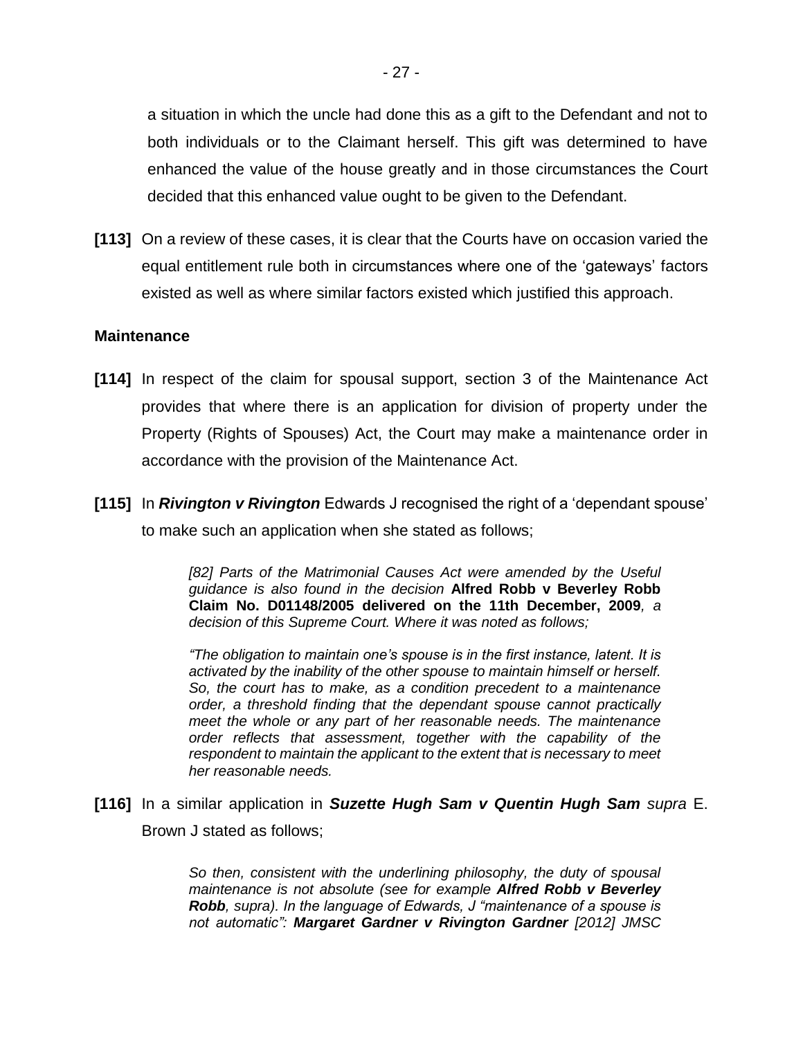a situation in which the uncle had done this as a gift to the Defendant and not to both individuals or to the Claimant herself. This gift was determined to have enhanced the value of the house greatly and in those circumstances the Court decided that this enhanced value ought to be given to the Defendant.

**[113]** On a review of these cases, it is clear that the Courts have on occasion varied the equal entitlement rule both in circumstances where one of the 'gateways' factors existed as well as where similar factors existed which justified this approach.

**Maintenance**

**[114]** In respect of the claim for spousal support, section 3 of the Maintenance Act provides that where there is an application for division of property under the Property (Rights of Spouses) Act, the Court may make a maintenance order in accordance with the provision of the Maintenance Act.

**[115]** In ***Rivington v Rivington*** Edwards J recognised the right of a 'dependant spouse' to make such an application when she stated as follows;

> *[82] Parts of the Matrimonial Causes Act were amended by the Useful guidance is also found in the decision* **Alfred Robb v Beverley Robb Claim No. D01148/2005 delivered on the 11th December, 2009***, a decision of this Supreme Court. Where it was noted as follows;*
>
> *"The obligation to maintain one's spouse is in the first instance, latent. It is activated by the inability of the other spouse to maintain himself or herself. So, the court has to make, as a condition precedent to a maintenance order, a threshold finding that the dependant spouse cannot practically meet the whole or any part of her reasonable needs. The maintenance order reflects that assessment, together with the capability of the respondent to maintain the applicant to the extent that is necessary to meet her reasonable needs.*

**[116]** In a similar application in ***Suzette Hugh Sam v Quentin Hugh Sam*** *supra* E. Brown J stated as follows;

> *So then, consistent with the underlining philosophy, the duty of spousal maintenance is not absolute (see for example* ***Alfred Robb v Beverley Robb****, supra). In the language of Edwards, J "maintenance of a spouse is not automatic":* ***Margaret Gardner v Rivington Gardner*** *[2012] JMSC*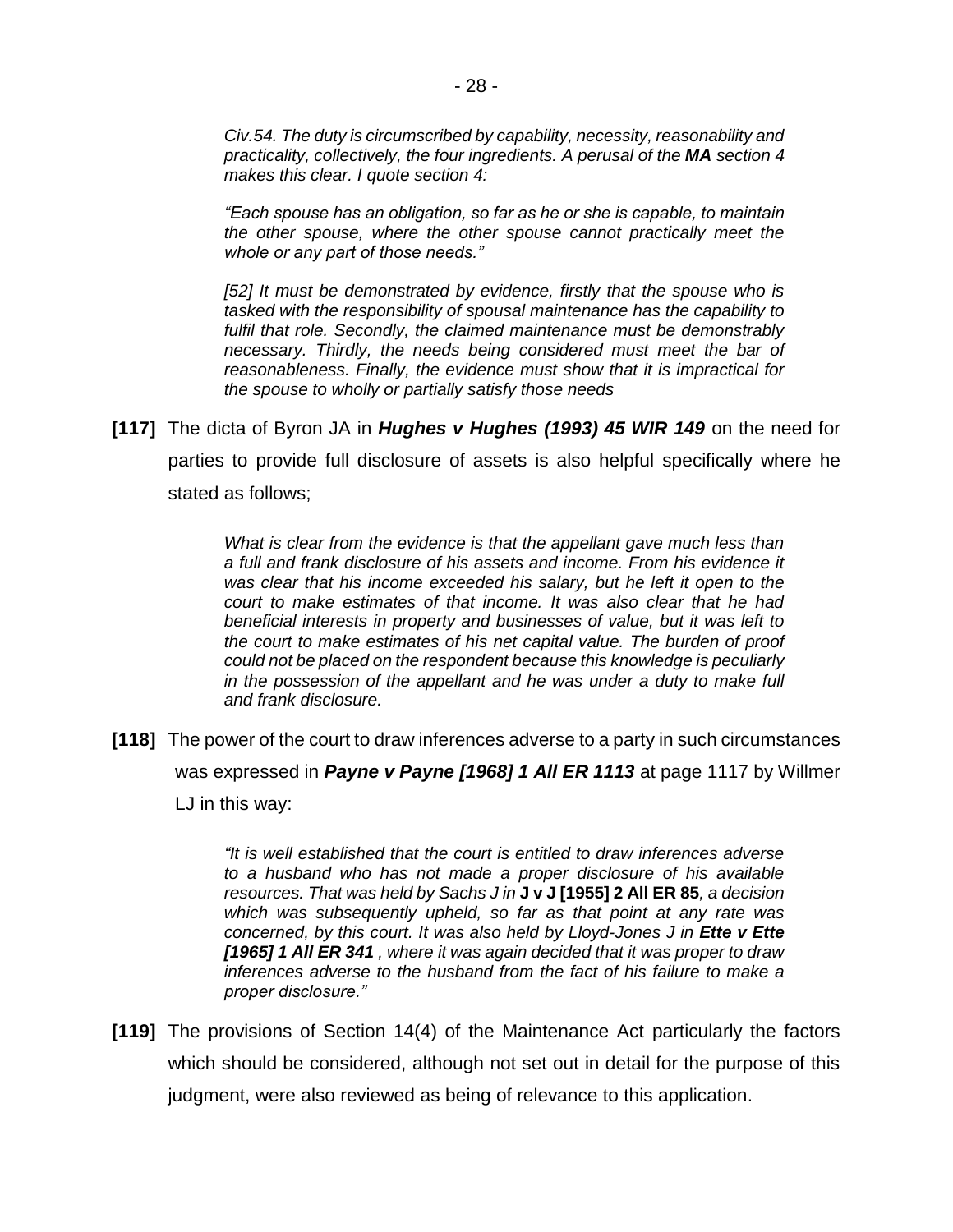> *Civ.54. The duty is circumscribed by capability, necessity, reasonability and practicality, collectively, the four ingredients. A perusal of the* ***MA*** *section 4 makes this clear. I quote section 4:*
>
> *"Each spouse has an obligation, so far as he or she is capable, to maintain the other spouse, where the other spouse cannot practically meet the whole or any part of those needs."*
>
> *[52] It must be demonstrated by evidence, firstly that the spouse who is tasked with the responsibility of spousal maintenance has the capability to fulfil that role. Secondly, the claimed maintenance must be demonstrably necessary. Thirdly, the needs being considered must meet the bar of reasonableness. Finally, the evidence must show that it is impractical for the spouse to wholly or partially satisfy those needs*

**[117]** The dicta of Byron JA in ***Hughes v Hughes (1993) 45 WIR 149*** on the need for parties to provide full disclosure of assets is also helpful specifically where he stated as follows;

> *What is clear from the evidence is that the appellant gave much less than a full and frank disclosure of his assets and income. From his evidence it was clear that his income exceeded his salary, but he left it open to the court to make estimates of that income. It was also clear that he had beneficial interests in property and businesses of value, but it was left to the court to make estimates of his net capital value. The burden of proof could not be placed on the respondent because this knowledge is peculiarly in the possession of the appellant and he was under a duty to make full and frank disclosure.*

**[118]** The power of the court to draw inferences adverse to a party in such circumstances was expressed in ***Payne v Payne [1968] 1 All ER 1113*** at page 1117 by Willmer LJ in this way:

> *"It is well established that the court is entitled to draw inferences adverse to a husband who has not made a proper disclosure of his available resources. That was held by Sachs J in* **J v J [1955] 2 All ER 85***, a decision which was subsequently upheld, so far as that point at any rate was concerned, by this court. It was also held by Lloyd-Jones J in* ***Ette v Ette [1965] 1 All ER 341*** *, where it was again decided that it was proper to draw inferences adverse to the husband from the fact of his failure to make a proper disclosure."*

**[119]** The provisions of Section 14(4) of the Maintenance Act particularly the factors which should be considered, although not set out in detail for the purpose of this judgment, were also reviewed as being of relevance to this application.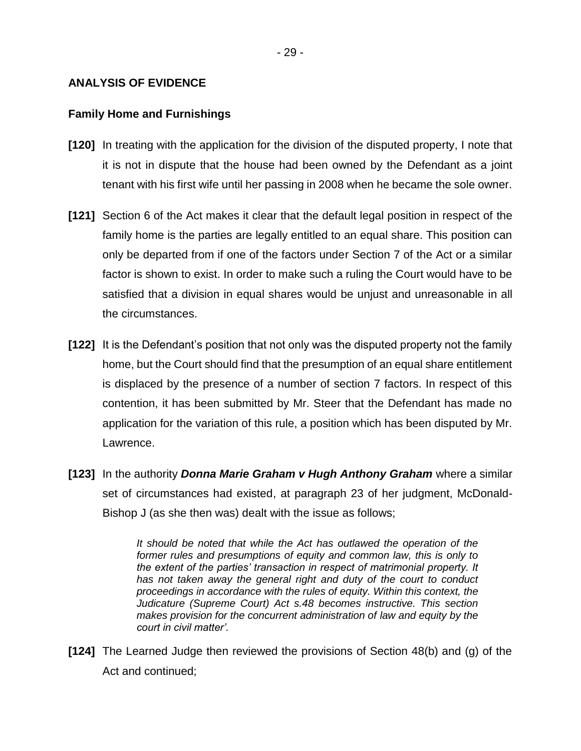**ANALYSIS OF EVIDENCE**

**Family Home and Furnishings**

**[120]** In treating with the application for the division of the disputed property, I note that it is not in dispute that the house had been owned by the Defendant as a joint tenant with his first wife until her passing in 2008 when he became the sole owner.

**[121]** Section 6 of the Act makes it clear that the default legal position in respect of the family home is the parties are legally entitled to an equal share. This position can only be departed from if one of the factors under Section 7 of the Act or a similar factor is shown to exist. In order to make such a ruling the Court would have to be satisfied that a division in equal shares would be unjust and unreasonable in all the circumstances.

**[122]** It is the Defendant's position that not only was the disputed property not the family home, but the Court should find that the presumption of an equal share entitlement is displaced by the presence of a number of section 7 factors. In respect of this contention, it has been submitted by Mr. Steer that the Defendant has made no application for the variation of this rule, a position which has been disputed by Mr. Lawrence.

**[123]** In the authority ***Donna Marie Graham v Hugh Anthony Graham*** where a similar set of circumstances had existed, at paragraph 23 of her judgment, McDonald-Bishop J (as she then was) dealt with the issue as follows;

> *It should be noted that while the Act has outlawed the operation of the former rules and presumptions of equity and common law, this is only to the extent of the parties' transaction in respect of matrimonial property. It has not taken away the general right and duty of the court to conduct proceedings in accordance with the rules of equity. Within this context, the Judicature (Supreme Court) Act s.48 becomes instructive. This section makes provision for the concurrent administration of law and equity by the court in civil matter'.*

**[124]** The Learned Judge then reviewed the provisions of Section 48(b) and (g) of the Act and continued;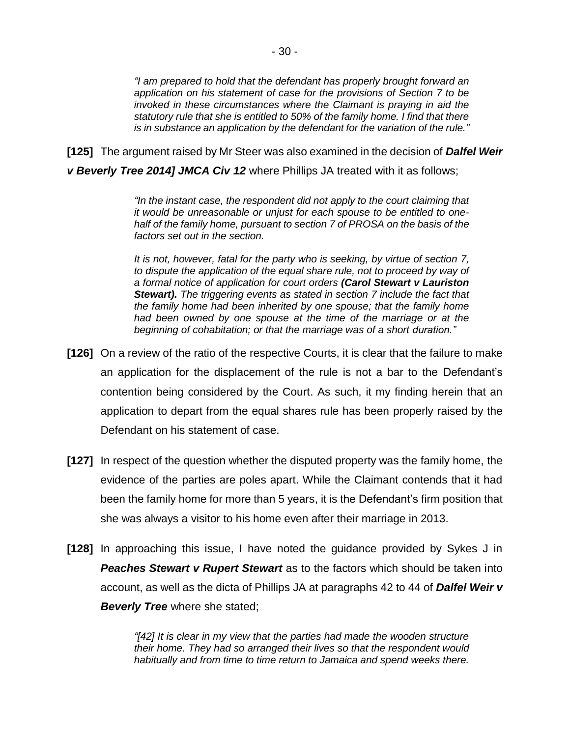> *"I am prepared to hold that the defendant has properly brought forward an application on his statement of case for the provisions of Section 7 to be invoked in these circumstances where the Claimant is praying in aid the statutory rule that she is entitled to 50% of the family home. I find that there is in substance an application by the defendant for the variation of the rule."*

**[125]** The argument raised by Mr Steer was also examined in the decision of ***Dalfel Weir v Beverly Tree 2014] JMCA Civ 12*** where Phillips JA treated with it as follows;

> *"In the instant case, the respondent did not apply to the court claiming that it would be unreasonable or unjust for each spouse to be entitled to one-half of the family home, pursuant to section 7 of PROSA on the basis of the factors set out in the section.*
>
> *It is not, however, fatal for the party who is seeking, by virtue of section 7, to dispute the application of the equal share rule, not to proceed by way of a formal notice of application for court orders **(Carol Stewart v Lauriston Stewart).** The triggering events as stated in section 7 include the fact that the family home had been inherited by one spouse; that the family home had been owned by one spouse at the time of the marriage or at the beginning of cohabitation; or that the marriage was of a short duration."*

**[126]** On a review of the ratio of the respective Courts, it is clear that the failure to make an application for the displacement of the rule is not a bar to the Defendant's contention being considered by the Court. As such, it my finding herein that an application to depart from the equal shares rule has been properly raised by the Defendant on his statement of case.

**[127]** In respect of the question whether the disputed property was the family home, the evidence of the parties are poles apart. While the Claimant contends that it had been the family home for more than 5 years, it is the Defendant's firm position that she was always a visitor to his home even after their marriage in 2013.

**[128]** In approaching this issue, I have noted the guidance provided by Sykes J in ***Peaches Stewart v Rupert Stewart*** as to the factors which should be taken into account, as well as the dicta of Phillips JA at paragraphs 42 to 44 of ***Dalfel Weir v Beverly Tree*** where she stated;

> *"[42] It is clear in my view that the parties had made the wooden structure their home. They had so arranged their lives so that the respondent would habitually and from time to time return to Jamaica and spend weeks there.*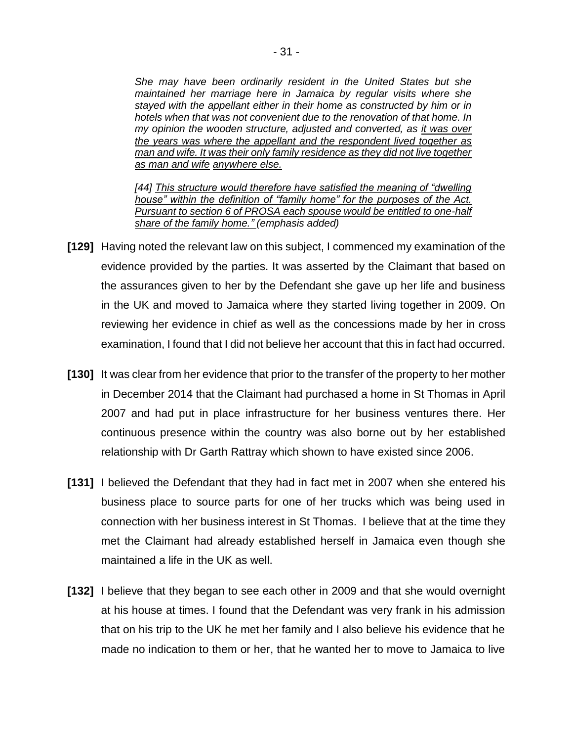*She may have been ordinarily resident in the United States but she maintained her marriage here in Jamaica by regular visits where she stayed with the appellant either in their home as constructed by him or in hotels when that was not convenient due to the renovation of that home. In my opinion the wooden structure, adjusted and converted, as <u>it was over the years was where the appellant and the respondent lived together as man and wife. It was their only family residence as they did not live together as man and wife</u> <u>anywhere else.</u>*

*[44] <u>This structure would therefore have satisfied the meaning of "dwelling house" within the definition of "family home" for the purposes of the Act. Pursuant to section 6 of PROSA each spouse would be entitled to one-half share of the family home."</u> (emphasis added)*

**[129]** Having noted the relevant law on this subject, I commenced my examination of the evidence provided by the parties. It was asserted by the Claimant that based on the assurances given to her by the Defendant she gave up her life and business in the UK and moved to Jamaica where they started living together in 2009. On reviewing her evidence in chief as well as the concessions made by her in cross examination, I found that I did not believe her account that this in fact had occurred.

**[130]** It was clear from her evidence that prior to the transfer of the property to her mother in December 2014 that the Claimant had purchased a home in St Thomas in April 2007 and had put in place infrastructure for her business ventures there. Her continuous presence within the country was also borne out by her established relationship with Dr Garth Rattray which shown to have existed since 2006.

**[131]** I believed the Defendant that they had in fact met in 2007 when she entered his business place to source parts for one of her trucks which was being used in connection with her business interest in St Thomas. I believe that at the time they met the Claimant had already established herself in Jamaica even though she maintained a life in the UK as well.

**[132]** I believe that they began to see each other in 2009 and that she would overnight at his house at times. I found that the Defendant was very frank in his admission that on his trip to the UK he met her family and I also believe his evidence that he made no indication to them or her, that he wanted her to move to Jamaica to live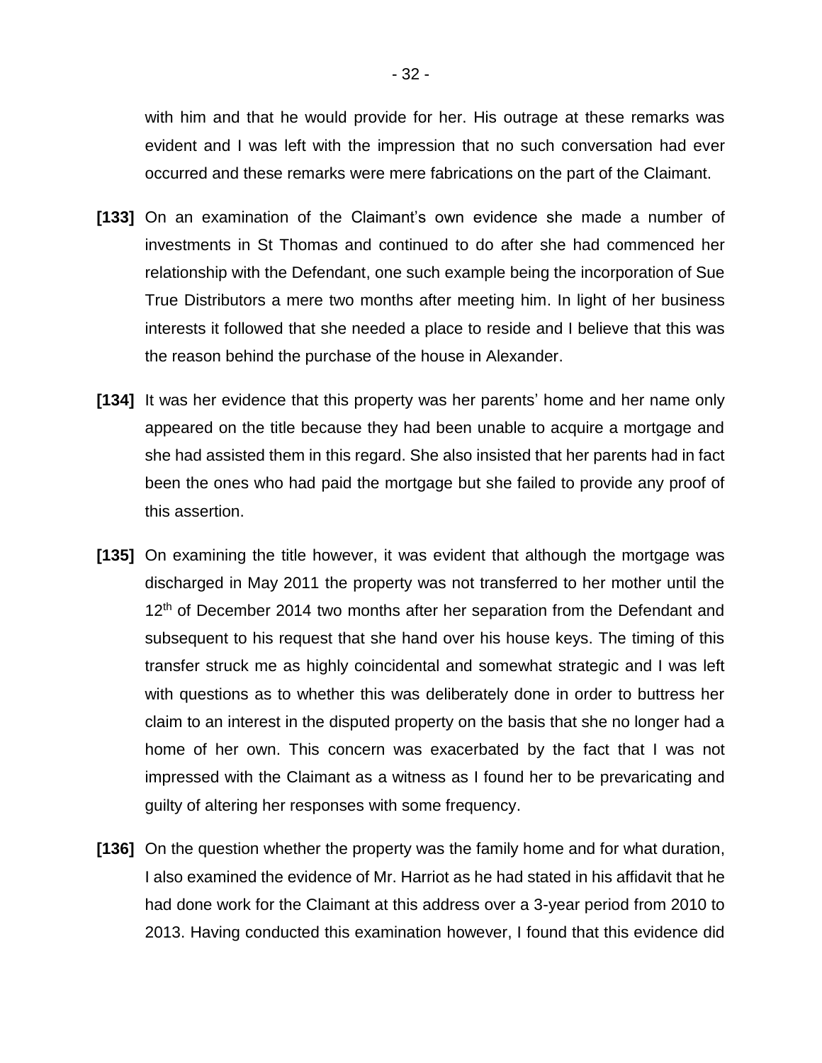with him and that he would provide for her. His outrage at these remarks was evident and I was left with the impression that no such conversation had ever occurred and these remarks were mere fabrications on the part of the Claimant.

**[133]** On an examination of the Claimant's own evidence she made a number of investments in St Thomas and continued to do after she had commenced her relationship with the Defendant, one such example being the incorporation of Sue True Distributors a mere two months after meeting him. In light of her business interests it followed that she needed a place to reside and I believe that this was the reason behind the purchase of the house in Alexander.

**[134]** It was her evidence that this property was her parents' home and her name only appeared on the title because they had been unable to acquire a mortgage and she had assisted them in this regard. She also insisted that her parents had in fact been the ones who had paid the mortgage but she failed to provide any proof of this assertion.

**[135]** On examining the title however, it was evident that although the mortgage was discharged in May 2011 the property was not transferred to her mother until the 12th of December 2014 two months after her separation from the Defendant and subsequent to his request that she hand over his house keys. The timing of this transfer struck me as highly coincidental and somewhat strategic and I was left with questions as to whether this was deliberately done in order to buttress her claim to an interest in the disputed property on the basis that she no longer had a home of her own. This concern was exacerbated by the fact that I was not impressed with the Claimant as a witness as I found her to be prevaricating and guilty of altering her responses with some frequency.

**[136]** On the question whether the property was the family home and for what duration, I also examined the evidence of Mr. Harriot as he had stated in his affidavit that he had done work for the Claimant at this address over a 3-year period from 2010 to 2013. Having conducted this examination however, I found that this evidence did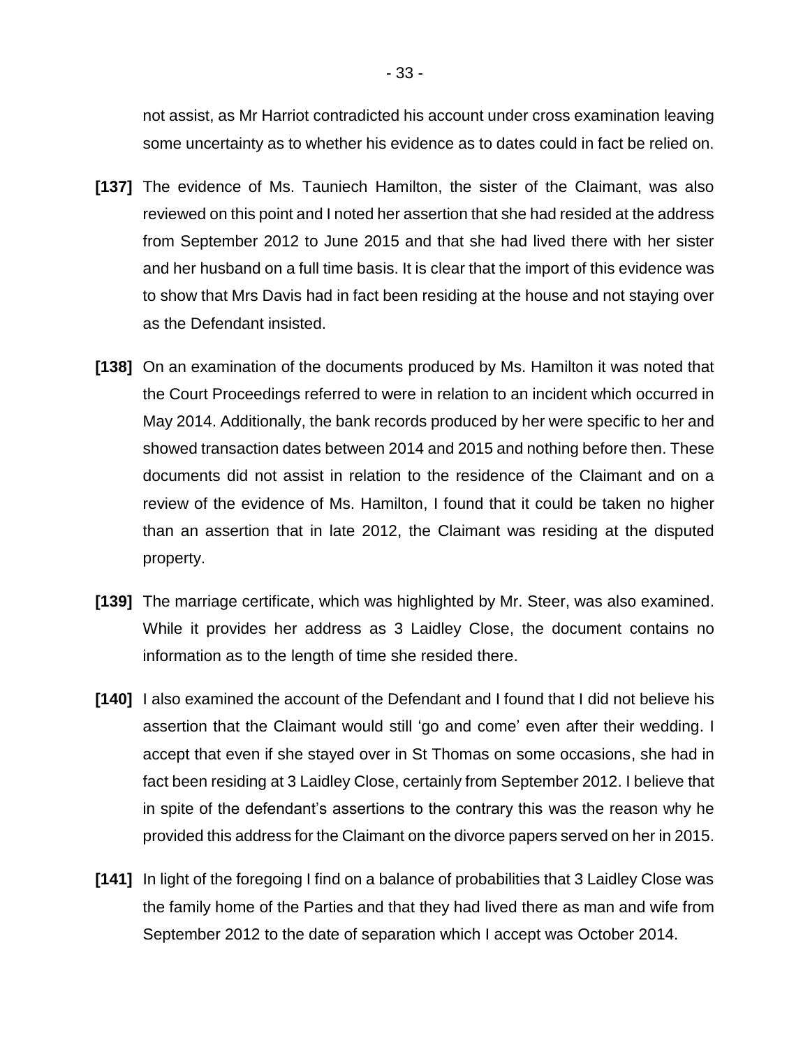not assist, as Mr Harriot contradicted his account under cross examination leaving some uncertainty as to whether his evidence as to dates could in fact be relied on.

**[137]** The evidence of Ms. Tauniech Hamilton, the sister of the Claimant, was also reviewed on this point and I noted her assertion that she had resided at the address from September 2012 to June 2015 and that she had lived there with her sister and her husband on a full time basis. It is clear that the import of this evidence was to show that Mrs Davis had in fact been residing at the house and not staying over as the Defendant insisted.

**[138]** On an examination of the documents produced by Ms. Hamilton it was noted that the Court Proceedings referred to were in relation to an incident which occurred in May 2014. Additionally, the bank records produced by her were specific to her and showed transaction dates between 2014 and 2015 and nothing before then. These documents did not assist in relation to the residence of the Claimant and on a review of the evidence of Ms. Hamilton, I found that it could be taken no higher than an assertion that in late 2012, the Claimant was residing at the disputed property.

**[139]** The marriage certificate, which was highlighted by Mr. Steer, was also examined. While it provides her address as 3 Laidley Close, the document contains no information as to the length of time she resided there.

**[140]** I also examined the account of the Defendant and I found that I did not believe his assertion that the Claimant would still 'go and come' even after their wedding. I accept that even if she stayed over in St Thomas on some occasions, she had in fact been residing at 3 Laidley Close, certainly from September 2012. I believe that in spite of the defendant's assertions to the contrary this was the reason why he provided this address for the Claimant on the divorce papers served on her in 2015.

**[141]** In light of the foregoing I find on a balance of probabilities that 3 Laidley Close was the family home of the Parties and that they had lived there as man and wife from September 2012 to the date of separation which I accept was October 2014.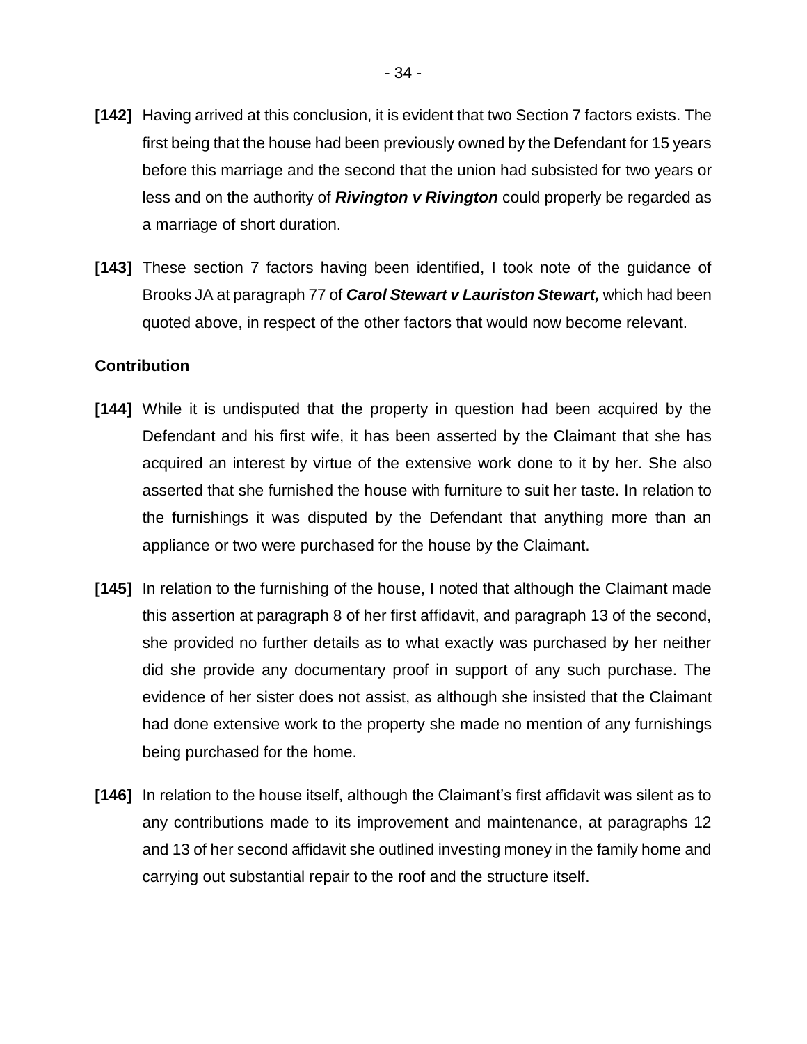**[142]** Having arrived at this conclusion, it is evident that two Section 7 factors exists. The first being that the house had been previously owned by the Defendant for 15 years before this marriage and the second that the union had subsisted for two years or less and on the authority of ***Rivington v Rivington*** could properly be regarded as a marriage of short duration.

**[143]** These section 7 factors having been identified, I took note of the guidance of Brooks JA at paragraph 77 of ***Carol Stewart v Lauriston Stewart,*** which had been quoted above, in respect of the other factors that would now become relevant.

**Contribution**

**[144]** While it is undisputed that the property in question had been acquired by the Defendant and his first wife, it has been asserted by the Claimant that she has acquired an interest by virtue of the extensive work done to it by her. She also asserted that she furnished the house with furniture to suit her taste. In relation to the furnishings it was disputed by the Defendant that anything more than an appliance or two were purchased for the house by the Claimant.

**[145]** In relation to the furnishing of the house, I noted that although the Claimant made this assertion at paragraph 8 of her first affidavit, and paragraph 13 of the second, she provided no further details as to what exactly was purchased by her neither did she provide any documentary proof in support of any such purchase. The evidence of her sister does not assist, as although she insisted that the Claimant had done extensive work to the property she made no mention of any furnishings being purchased for the home.

**[146]** In relation to the house itself, although the Claimant's first affidavit was silent as to any contributions made to its improvement and maintenance, at paragraphs 12 and 13 of her second affidavit she outlined investing money in the family home and carrying out substantial repair to the roof and the structure itself.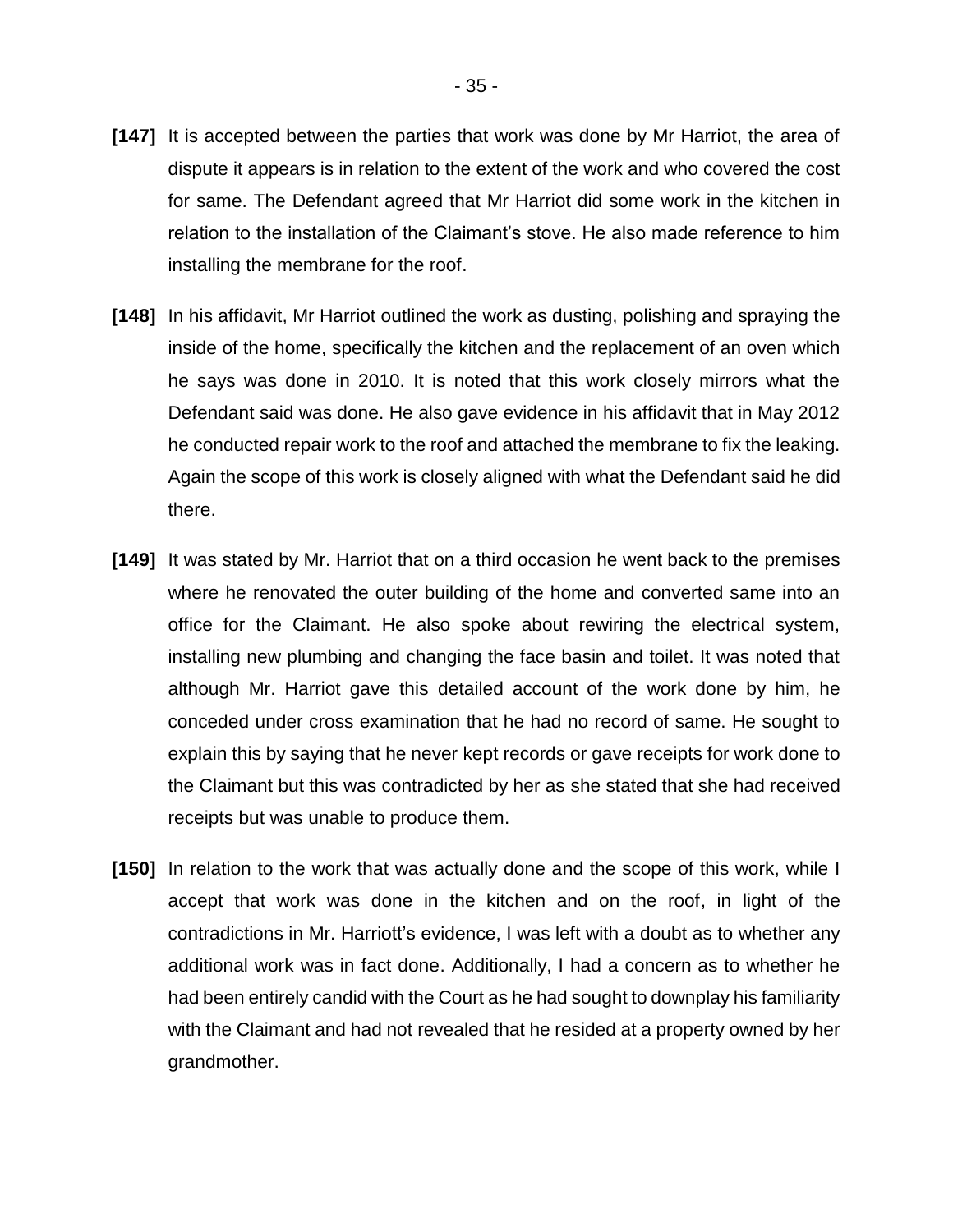**[147]** It is accepted between the parties that work was done by Mr Harriot, the area of dispute it appears is in relation to the extent of the work and who covered the cost for same. The Defendant agreed that Mr Harriot did some work in the kitchen in relation to the installation of the Claimant's stove. He also made reference to him installing the membrane for the roof.

**[148]** In his affidavit, Mr Harriot outlined the work as dusting, polishing and spraying the inside of the home, specifically the kitchen and the replacement of an oven which he says was done in 2010. It is noted that this work closely mirrors what the Defendant said was done. He also gave evidence in his affidavit that in May 2012 he conducted repair work to the roof and attached the membrane to fix the leaking. Again the scope of this work is closely aligned with what the Defendant said he did there.

**[149]** It was stated by Mr. Harriot that on a third occasion he went back to the premises where he renovated the outer building of the home and converted same into an office for the Claimant. He also spoke about rewiring the electrical system, installing new plumbing and changing the face basin and toilet. It was noted that although Mr. Harriot gave this detailed account of the work done by him, he conceded under cross examination that he had no record of same. He sought to explain this by saying that he never kept records or gave receipts for work done to the Claimant but this was contradicted by her as she stated that she had received receipts but was unable to produce them.

**[150]** In relation to the work that was actually done and the scope of this work, while I accept that work was done in the kitchen and on the roof, in light of the contradictions in Mr. Harriott's evidence, I was left with a doubt as to whether any additional work was in fact done. Additionally, I had a concern as to whether he had been entirely candid with the Court as he had sought to downplay his familiarity with the Claimant and had not revealed that he resided at a property owned by her grandmother.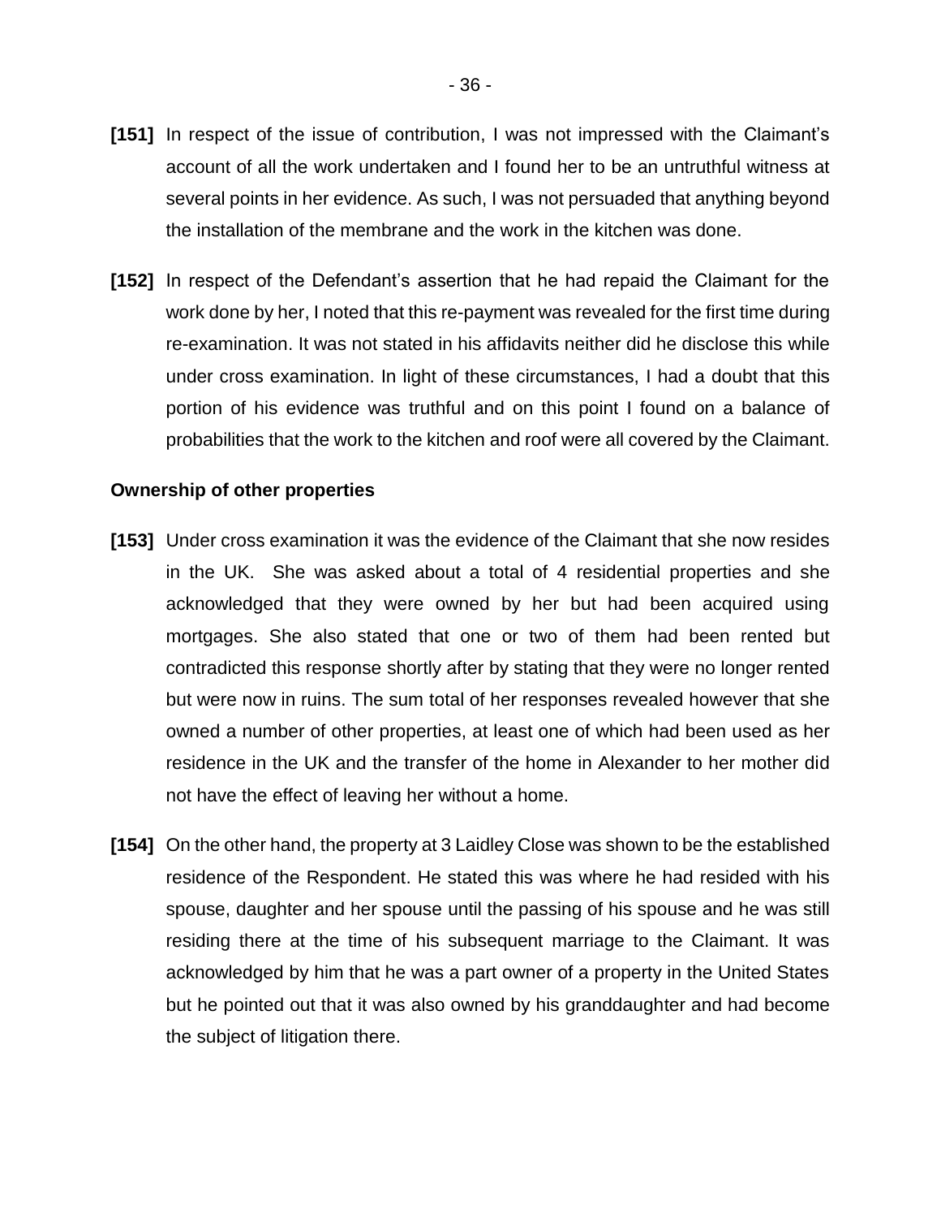**[151]** In respect of the issue of contribution, I was not impressed with the Claimant's account of all the work undertaken and I found her to be an untruthful witness at several points in her evidence. As such, I was not persuaded that anything beyond the installation of the membrane and the work in the kitchen was done.

**[152]** In respect of the Defendant's assertion that he had repaid the Claimant for the work done by her, I noted that this re-payment was revealed for the first time during re-examination. It was not stated in his affidavits neither did he disclose this while under cross examination. In light of these circumstances, I had a doubt that this portion of his evidence was truthful and on this point I found on a balance of probabilities that the work to the kitchen and roof were all covered by the Claimant.

**Ownership of other properties**

**[153]** Under cross examination it was the evidence of the Claimant that she now resides in the UK. She was asked about a total of 4 residential properties and she acknowledged that they were owned by her but had been acquired using mortgages. She also stated that one or two of them had been rented but contradicted this response shortly after by stating that they were no longer rented but were now in ruins. The sum total of her responses revealed however that she owned a number of other properties, at least one of which had been used as her residence in the UK and the transfer of the home in Alexander to her mother did not have the effect of leaving her without a home.

**[154]** On the other hand, the property at 3 Laidley Close was shown to be the established residence of the Respondent. He stated this was where he had resided with his spouse, daughter and her spouse until the passing of his spouse and he was still residing there at the time of his subsequent marriage to the Claimant. It was acknowledged by him that he was a part owner of a property in the United States but he pointed out that it was also owned by his granddaughter and had become the subject of litigation there.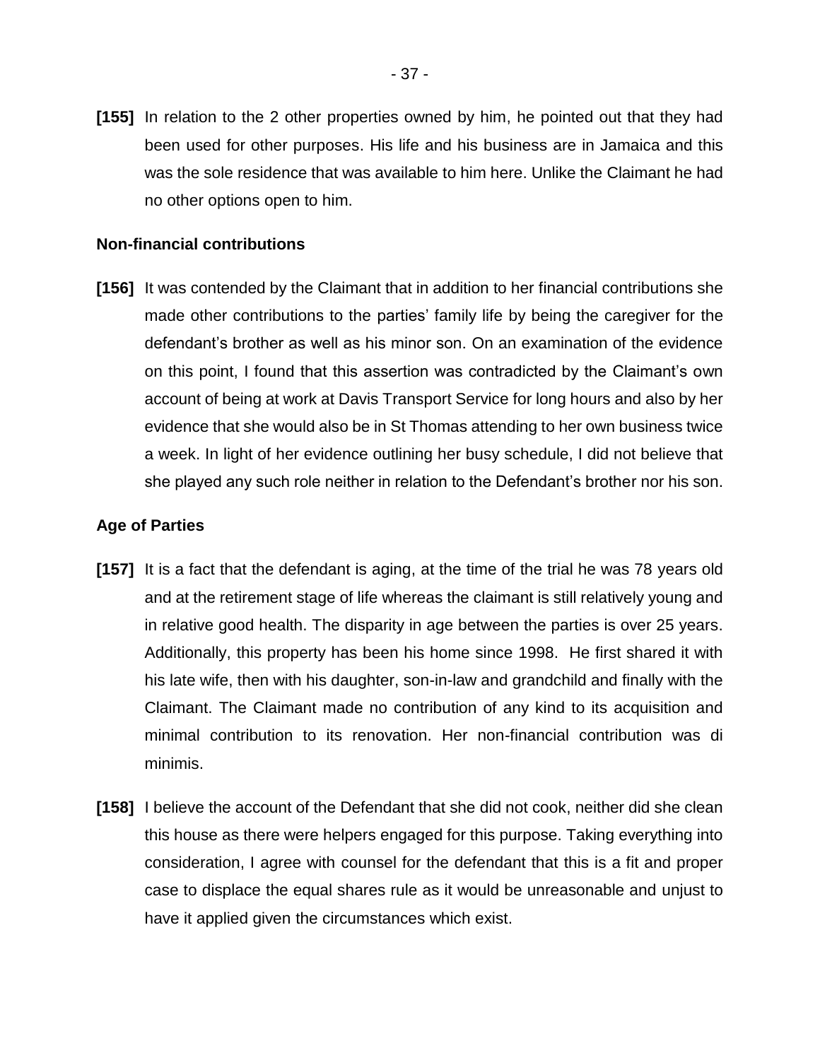**[155]** In relation to the 2 other properties owned by him, he pointed out that they had been used for other purposes. His life and his business are in Jamaica and this was the sole residence that was available to him here. Unlike the Claimant he had no other options open to him.

**Non-financial contributions**

**[156]** It was contended by the Claimant that in addition to her financial contributions she made other contributions to the parties' family life by being the caregiver for the defendant's brother as well as his minor son. On an examination of the evidence on this point, I found that this assertion was contradicted by the Claimant's own account of being at work at Davis Transport Service for long hours and also by her evidence that she would also be in St Thomas attending to her own business twice a week. In light of her evidence outlining her busy schedule, I did not believe that she played any such role neither in relation to the Defendant's brother nor his son.

**Age of Parties**

**[157]** It is a fact that the defendant is aging, at the time of the trial he was 78 years old and at the retirement stage of life whereas the claimant is still relatively young and in relative good health. The disparity in age between the parties is over 25 years. Additionally, this property has been his home since 1998. He first shared it with his late wife, then with his daughter, son-in-law and grandchild and finally with the Claimant. The Claimant made no contribution of any kind to its acquisition and minimal contribution to its renovation. Her non-financial contribution was di minimis.

**[158]** I believe the account of the Defendant that she did not cook, neither did she clean this house as there were helpers engaged for this purpose. Taking everything into consideration, I agree with counsel for the defendant that this is a fit and proper case to displace the equal shares rule as it would be unreasonable and unjust to have it applied given the circumstances which exist.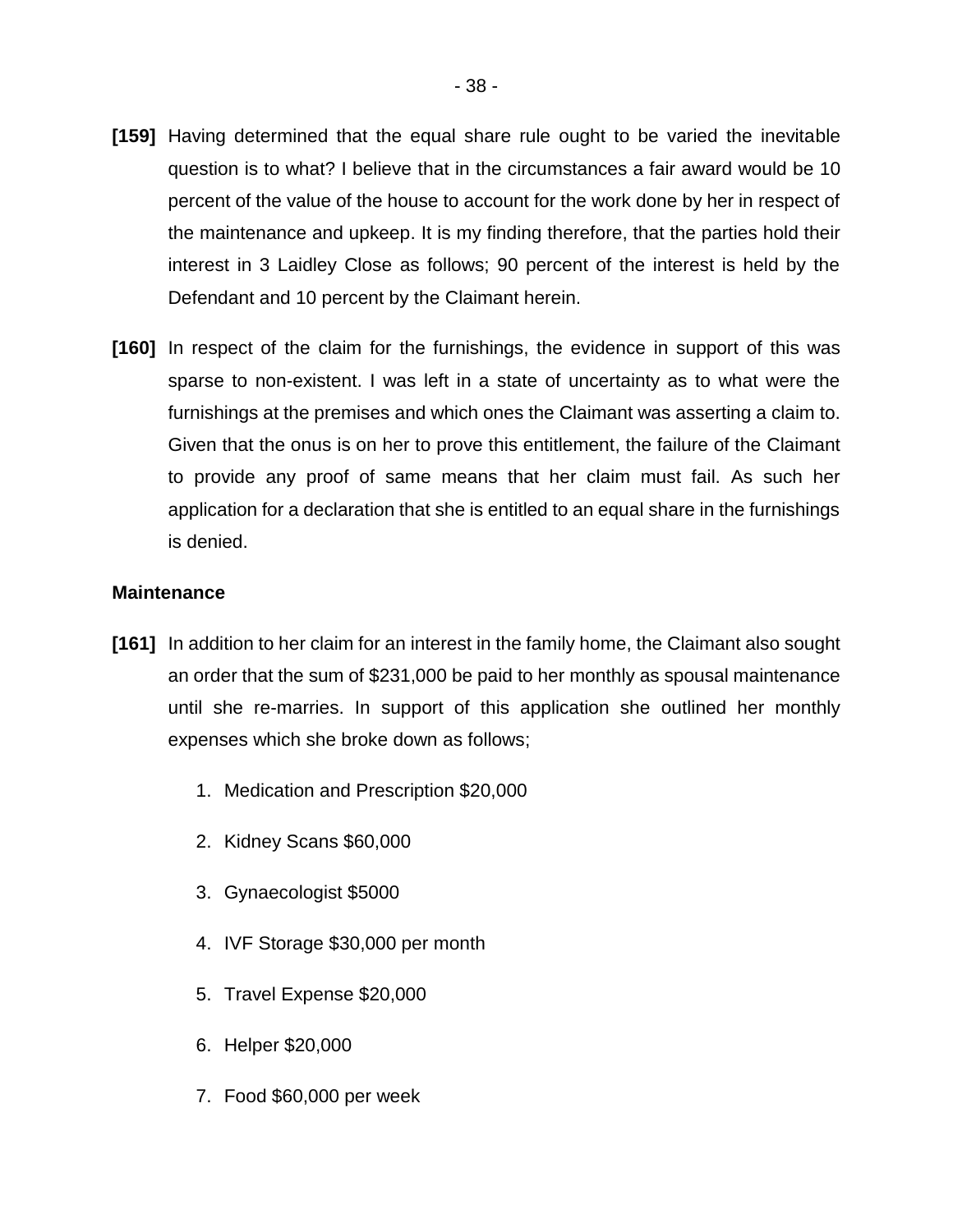**[159]** Having determined that the equal share rule ought to be varied the inevitable question is to what? I believe that in the circumstances a fair award would be 10 percent of the value of the house to account for the work done by her in respect of the maintenance and upkeep. It is my finding therefore, that the parties hold their interest in 3 Laidley Close as follows; 90 percent of the interest is held by the Defendant and 10 percent by the Claimant herein.

**[160]** In respect of the claim for the furnishings, the evidence in support of this was sparse to non-existent. I was left in a state of uncertainty as to what were the furnishings at the premises and which ones the Claimant was asserting a claim to. Given that the onus is on her to prove this entitlement, the failure of the Claimant to provide any proof of same means that her claim must fail. As such her application for a declaration that she is entitled to an equal share in the furnishings is denied.

**Maintenance**

**[161]** In addition to her claim for an interest in the family home, the Claimant also sought an order that the sum of $231,000 be paid to her monthly as spousal maintenance until she re-marries. In support of this application she outlined her monthly expenses which she broke down as follows;

1. Medication and Prescription $20,000
2. Kidney Scans $60,000
3. Gynaecologist $5000
4. IVF Storage $30,000 per month
5. Travel Expense $20,000
6. Helper $20,000
7. Food $60,000 per week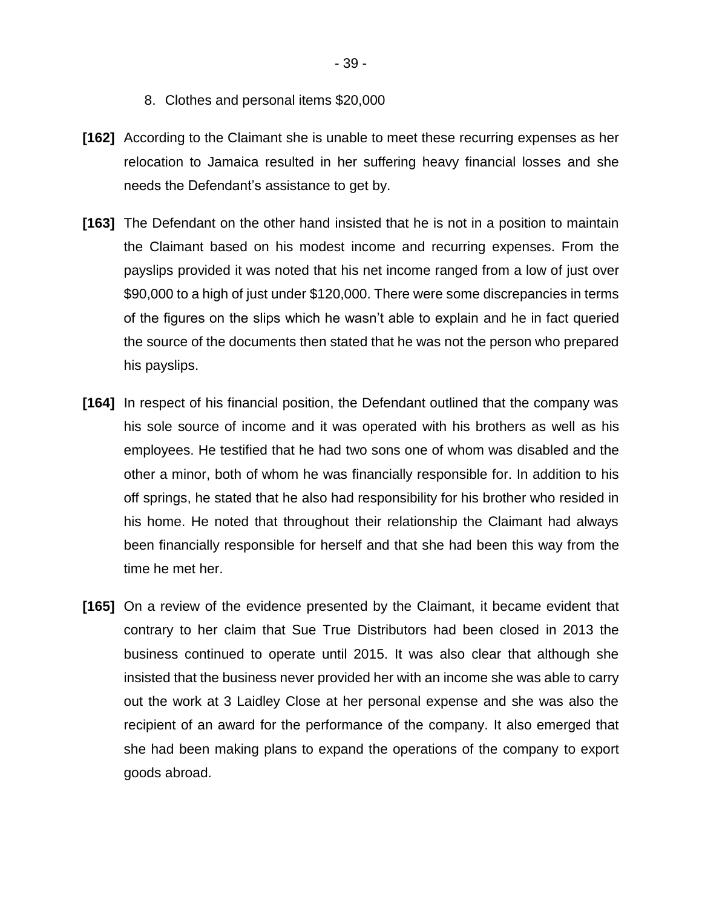8. Clothes and personal items $20,000

**[162]** According to the Claimant she is unable to meet these recurring expenses as her relocation to Jamaica resulted in her suffering heavy financial losses and she needs the Defendant's assistance to get by.

**[163]** The Defendant on the other hand insisted that he is not in a position to maintain the Claimant based on his modest income and recurring expenses. From the payslips provided it was noted that his net income ranged from a low of just over $90,000 to a high of just under $120,000. There were some discrepancies in terms of the figures on the slips which he wasn't able to explain and he in fact queried the source of the documents then stated that he was not the person who prepared his payslips.

**[164]** In respect of his financial position, the Defendant outlined that the company was his sole source of income and it was operated with his brothers as well as his employees. He testified that he had two sons one of whom was disabled and the other a minor, both of whom he was financially responsible for. In addition to his off springs, he stated that he also had responsibility for his brother who resided in his home. He noted that throughout their relationship the Claimant had always been financially responsible for herself and that she had been this way from the time he met her.

**[165]** On a review of the evidence presented by the Claimant, it became evident that contrary to her claim that Sue True Distributors had been closed in 2013 the business continued to operate until 2015. It was also clear that although she insisted that the business never provided her with an income she was able to carry out the work at 3 Laidley Close at her personal expense and she was also the recipient of an award for the performance of the company. It also emerged that she had been making plans to expand the operations of the company to export goods abroad.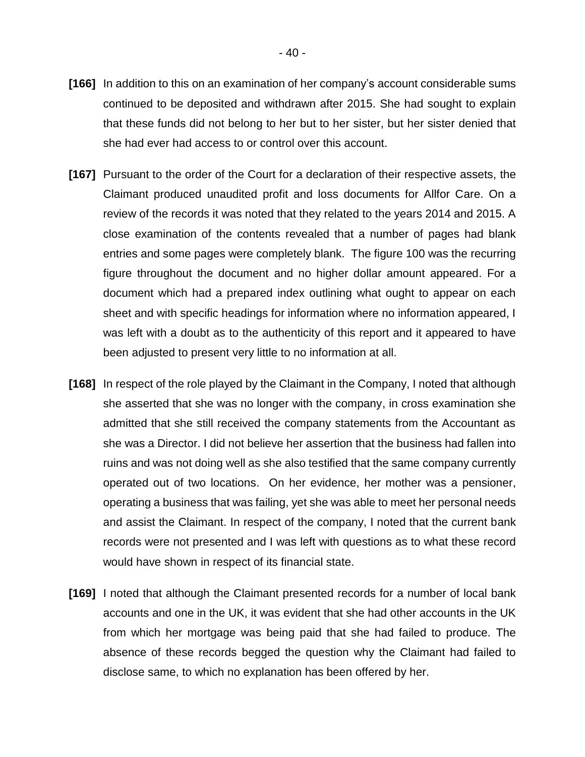**[166]** In addition to this on an examination of her company's account considerable sums continued to be deposited and withdrawn after 2015. She had sought to explain that these funds did not belong to her but to her sister, but her sister denied that she had ever had access to or control over this account.

**[167]** Pursuant to the order of the Court for a declaration of their respective assets, the Claimant produced unaudited profit and loss documents for Allfor Care. On a review of the records it was noted that they related to the years 2014 and 2015. A close examination of the contents revealed that a number of pages had blank entries and some pages were completely blank. The figure 100 was the recurring figure throughout the document and no higher dollar amount appeared. For a document which had a prepared index outlining what ought to appear on each sheet and with specific headings for information where no information appeared, I was left with a doubt as to the authenticity of this report and it appeared to have been adjusted to present very little to no information at all.

**[168]** In respect of the role played by the Claimant in the Company, I noted that although she asserted that she was no longer with the company, in cross examination she admitted that she still received the company statements from the Accountant as she was a Director. I did not believe her assertion that the business had fallen into ruins and was not doing well as she also testified that the same company currently operated out of two locations. On her evidence, her mother was a pensioner, operating a business that was failing, yet she was able to meet her personal needs and assist the Claimant. In respect of the company, I noted that the current bank records were not presented and I was left with questions as to what these record would have shown in respect of its financial state.

**[169]** I noted that although the Claimant presented records for a number of local bank accounts and one in the UK, it was evident that she had other accounts in the UK from which her mortgage was being paid that she had failed to produce. The absence of these records begged the question why the Claimant had failed to disclose same, to which no explanation has been offered by her.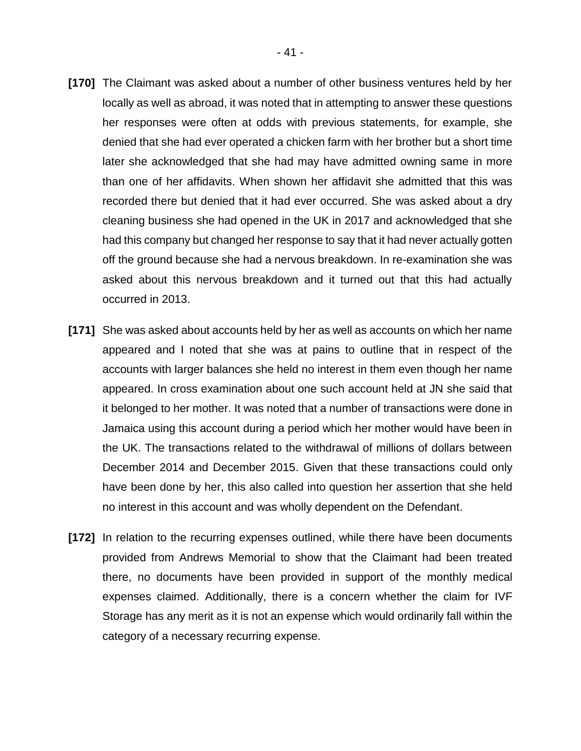**[170]** The Claimant was asked about a number of other business ventures held by her locally as well as abroad, it was noted that in attempting to answer these questions her responses were often at odds with previous statements, for example, she denied that she had ever operated a chicken farm with her brother but a short time later she acknowledged that she had may have admitted owning same in more than one of her affidavits. When shown her affidavit she admitted that this was recorded there but denied that it had ever occurred. She was asked about a dry cleaning business she had opened in the UK in 2017 and acknowledged that she had this company but changed her response to say that it had never actually gotten off the ground because she had a nervous breakdown. In re-examination she was asked about this nervous breakdown and it turned out that this had actually occurred in 2013.

**[171]** She was asked about accounts held by her as well as accounts on which her name appeared and I noted that she was at pains to outline that in respect of the accounts with larger balances she held no interest in them even though her name appeared. In cross examination about one such account held at JN she said that it belonged to her mother. It was noted that a number of transactions were done in Jamaica using this account during a period which her mother would have been in the UK. The transactions related to the withdrawal of millions of dollars between December 2014 and December 2015. Given that these transactions could only have been done by her, this also called into question her assertion that she held no interest in this account and was wholly dependent on the Defendant.

**[172]** In relation to the recurring expenses outlined, while there have been documents provided from Andrews Memorial to show that the Claimant had been treated there, no documents have been provided in support of the monthly medical expenses claimed. Additionally, there is a concern whether the claim for IVF Storage has any merit as it is not an expense which would ordinarily fall within the category of a necessary recurring expense.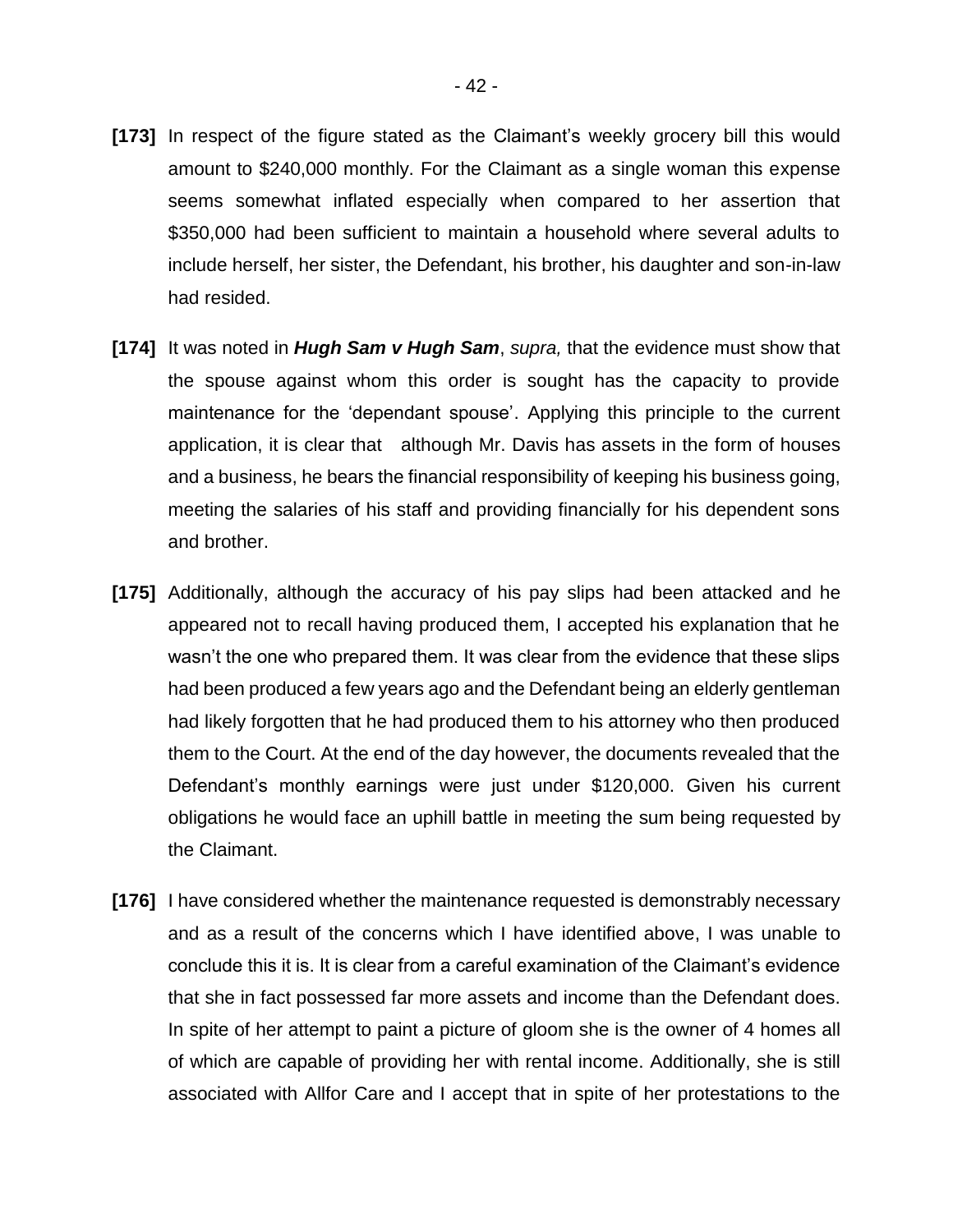**[173]** In respect of the figure stated as the Claimant's weekly grocery bill this would amount to $240,000 monthly. For the Claimant as a single woman this expense seems somewhat inflated especially when compared to her assertion that $350,000 had been sufficient to maintain a household where several adults to include herself, her sister, the Defendant, his brother, his daughter and son-in-law had resided.

**[174]** It was noted in ***Hugh Sam v Hugh Sam***, *supra,* that the evidence must show that the spouse against whom this order is sought has the capacity to provide maintenance for the 'dependant spouse'. Applying this principle to the current application, it is clear that although Mr. Davis has assets in the form of houses and a business, he bears the financial responsibility of keeping his business going, meeting the salaries of his staff and providing financially for his dependent sons and brother.

**[175]** Additionally, although the accuracy of his pay slips had been attacked and he appeared not to recall having produced them, I accepted his explanation that he wasn't the one who prepared them. It was clear from the evidence that these slips had been produced a few years ago and the Defendant being an elderly gentleman had likely forgotten that he had produced them to his attorney who then produced them to the Court. At the end of the day however, the documents revealed that the Defendant's monthly earnings were just under $120,000. Given his current obligations he would face an uphill battle in meeting the sum being requested by the Claimant.

**[176]** I have considered whether the maintenance requested is demonstrably necessary and as a result of the concerns which I have identified above, I was unable to conclude this it is. It is clear from a careful examination of the Claimant's evidence that she in fact possessed far more assets and income than the Defendant does. In spite of her attempt to paint a picture of gloom she is the owner of 4 homes all of which are capable of providing her with rental income. Additionally, she is still associated with Allfor Care and I accept that in spite of her protestations to the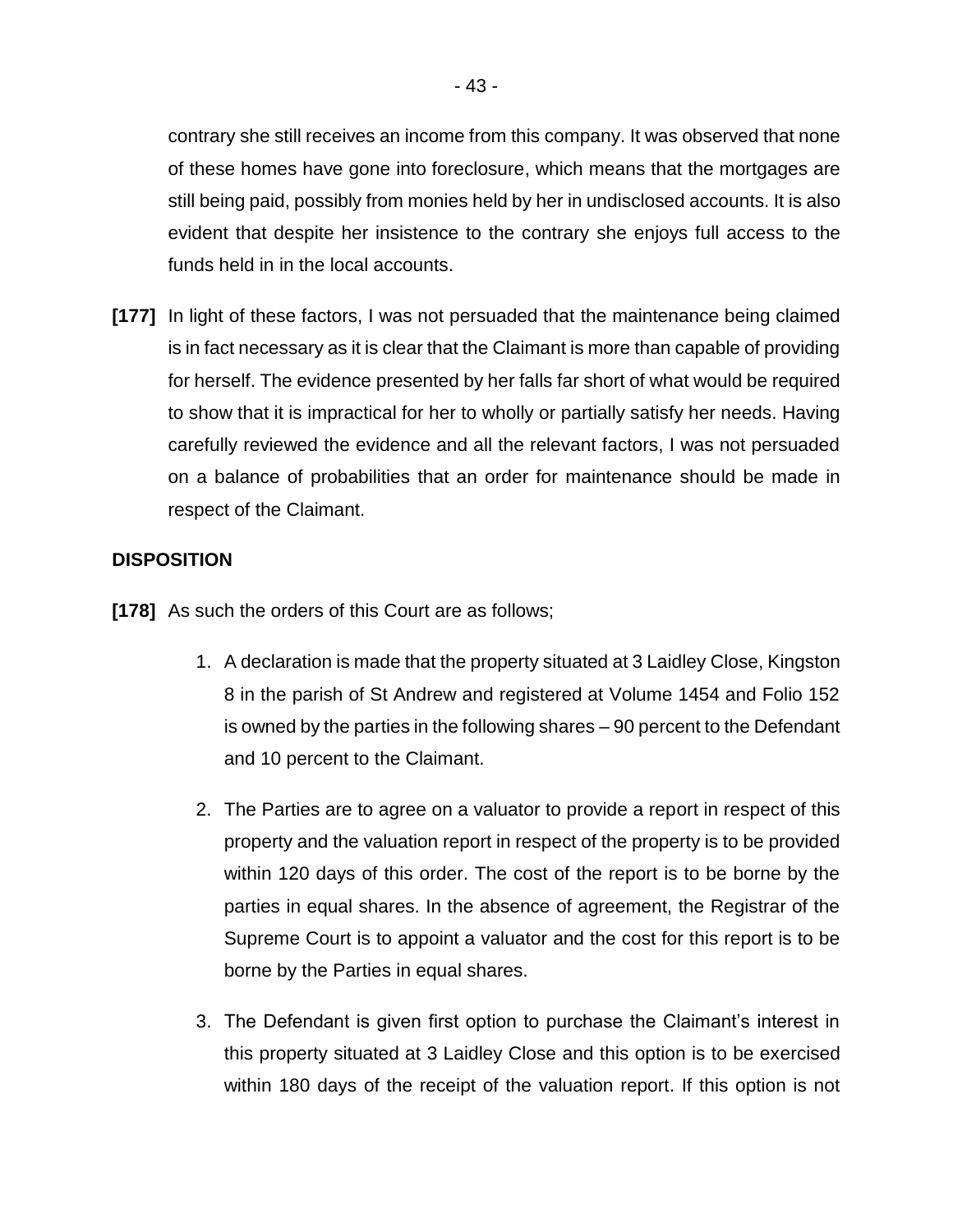contrary she still receives an income from this company. It was observed that none of these homes have gone into foreclosure, which means that the mortgages are still being paid, possibly from monies held by her in undisclosed accounts. It is also evident that despite her insistence to the contrary she enjoys full access to the funds held in in the local accounts.

**[177]** In light of these factors, I was not persuaded that the maintenance being claimed is in fact necessary as it is clear that the Claimant is more than capable of providing for herself. The evidence presented by her falls far short of what would be required to show that it is impractical for her to wholly or partially satisfy her needs. Having carefully reviewed the evidence and all the relevant factors, I was not persuaded on a balance of probabilities that an order for maintenance should be made in respect of the Claimant.

**DISPOSITION**

**[178]** As such the orders of this Court are as follows;

1. A declaration is made that the property situated at 3 Laidley Close, Kingston 8 in the parish of St Andrew and registered at Volume 1454 and Folio 152 is owned by the parties in the following shares – 90 percent to the Defendant and 10 percent to the Claimant.

2. The Parties are to agree on a valuator to provide a report in respect of this property and the valuation report in respect of the property is to be provided within 120 days of this order. The cost of the report is to be borne by the parties in equal shares. In the absence of agreement, the Registrar of the Supreme Court is to appoint a valuator and the cost for this report is to be borne by the Parties in equal shares.

3. The Defendant is given first option to purchase the Claimant's interest in this property situated at 3 Laidley Close and this option is to be exercised within 180 days of the receipt of the valuation report. If this option is not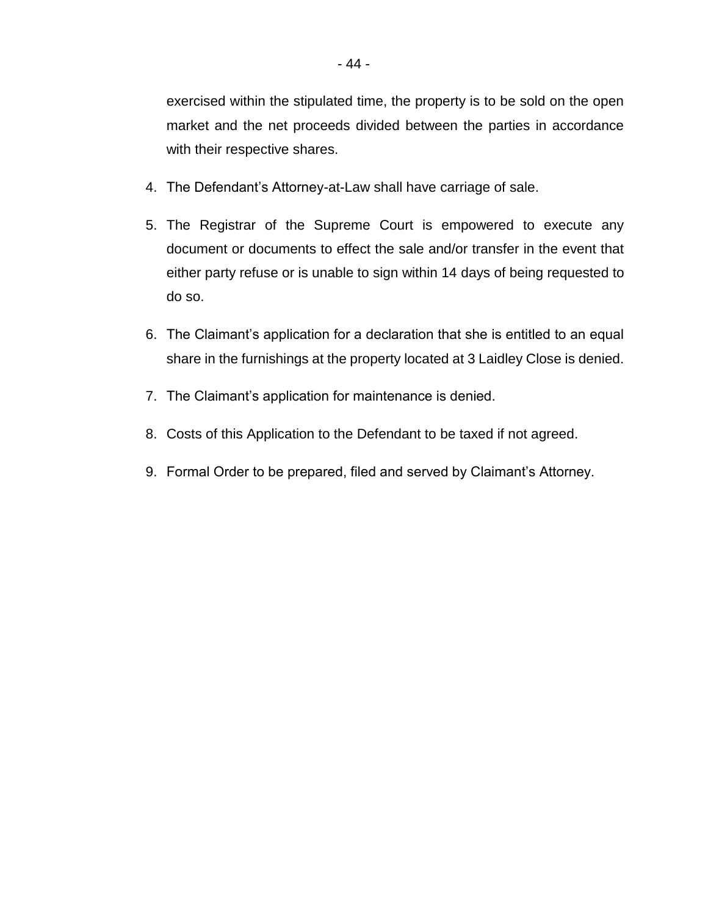exercised within the stipulated time, the property is to be sold on the open market and the net proceeds divided between the parties in accordance with their respective shares.

4. The Defendant's Attorney-at-Law shall have carriage of sale.

5. The Registrar of the Supreme Court is empowered to execute any document or documents to effect the sale and/or transfer in the event that either party refuse or is unable to sign within 14 days of being requested to do so.

6. The Claimant's application for a declaration that she is entitled to an equal share in the furnishings at the property located at 3 Laidley Close is denied.

7. The Claimant's application for maintenance is denied.

8. Costs of this Application to the Defendant to be taxed if not agreed.

9. Formal Order to be prepared, filed and served by Claimant's Attorney.